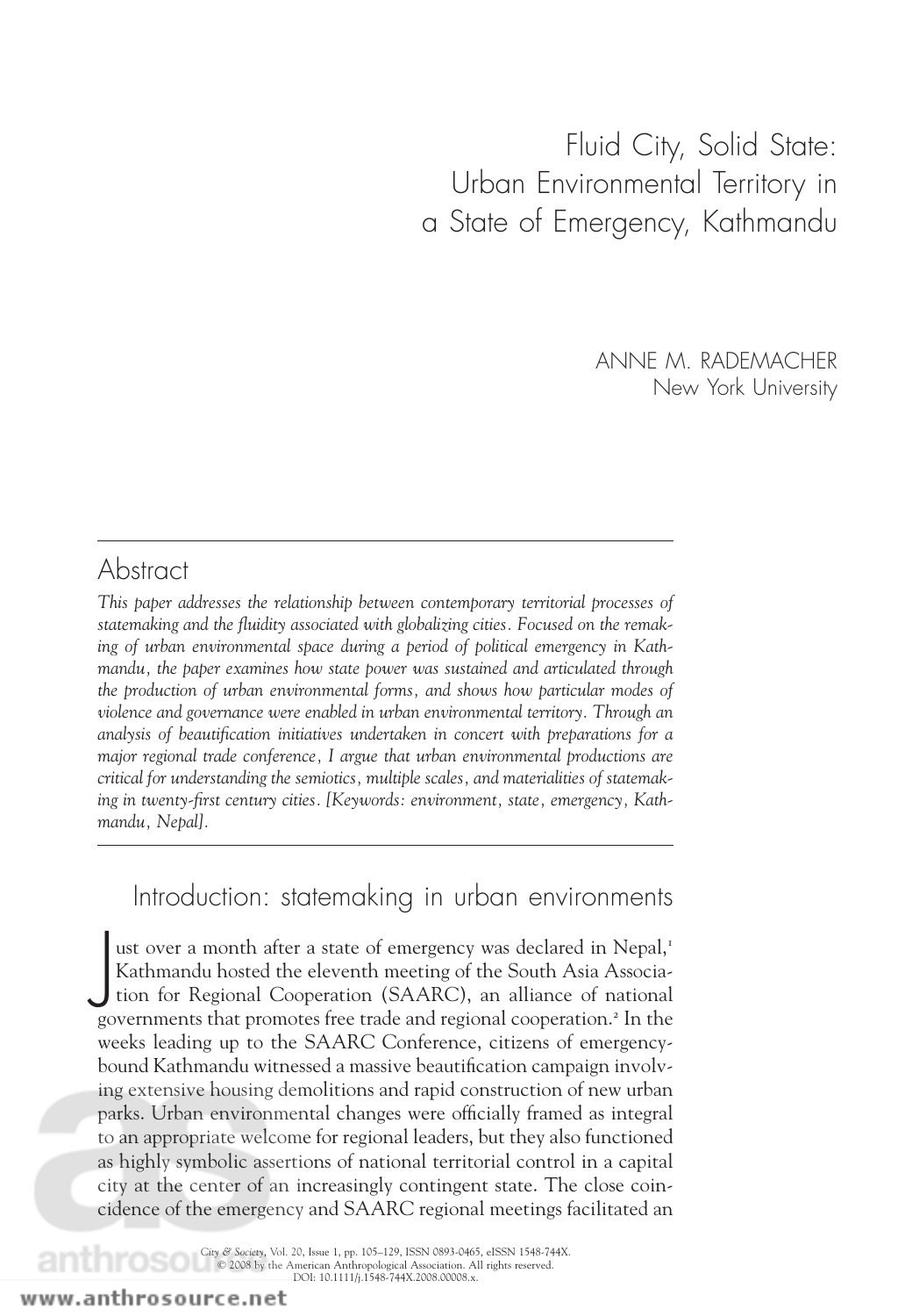# Fluid City, Solid State: Urban Environmental Territory in a State of Emergency, Kathmandu

ANNE M. RADEMACHER
New York University

## Abstract

*This paper addresses the relationship between contemporary territorial processes of statemaking and the fluidity associated with globalizing cities. Focused on the remaking of urban environmental space during a period of political emergency in Kathmandu, the paper examines how state power was sustained and articulated through the production of urban environmental forms, and shows how particular modes of violence and governance were enabled in urban environmental territory. Through an analysis of beautification initiatives undertaken in concert with preparations for a major regional trade conference, I argue that urban environmental productions are critical for understanding the semiotics, multiple scales, and materialities of statemaking in twenty-first century cities. [Keywords: environment, state, emergency, Kathmandu, Nepal].*

## Introduction: statemaking in urban environments

Just over a month after a state of emergency was declared in Nepal,[1] Kathmandu hosted the eleventh meeting of the South Asia Association for Regional Cooperation (SAARC), an alliance of national governments that promotes free trade and regional cooperation.[2] In the weeks leading up to the SAARC Conference, citizens of emergency-bound Kathmandu witnessed a massive beautification campaign involving extensive housing demolitions and rapid construction of new urban parks. Urban environmental changes were officially framed as integral to an appropriate welcome for regional leaders, but they also functioned as highly symbolic assertions of national territorial control in a capital city at the center of an increasingly contingent state. The close coincidence of the emergency and SAARC regional meetings facilitated an

*City & Society*, Vol. 20, Issue 1, pp. 105–129, ISSN 0893-0465, eISSN 1548-744X.
© 2008 by the American Anthropological Association. All rights reserved.
DOI: 10.1111/j.1548-744X.2008.00008.x.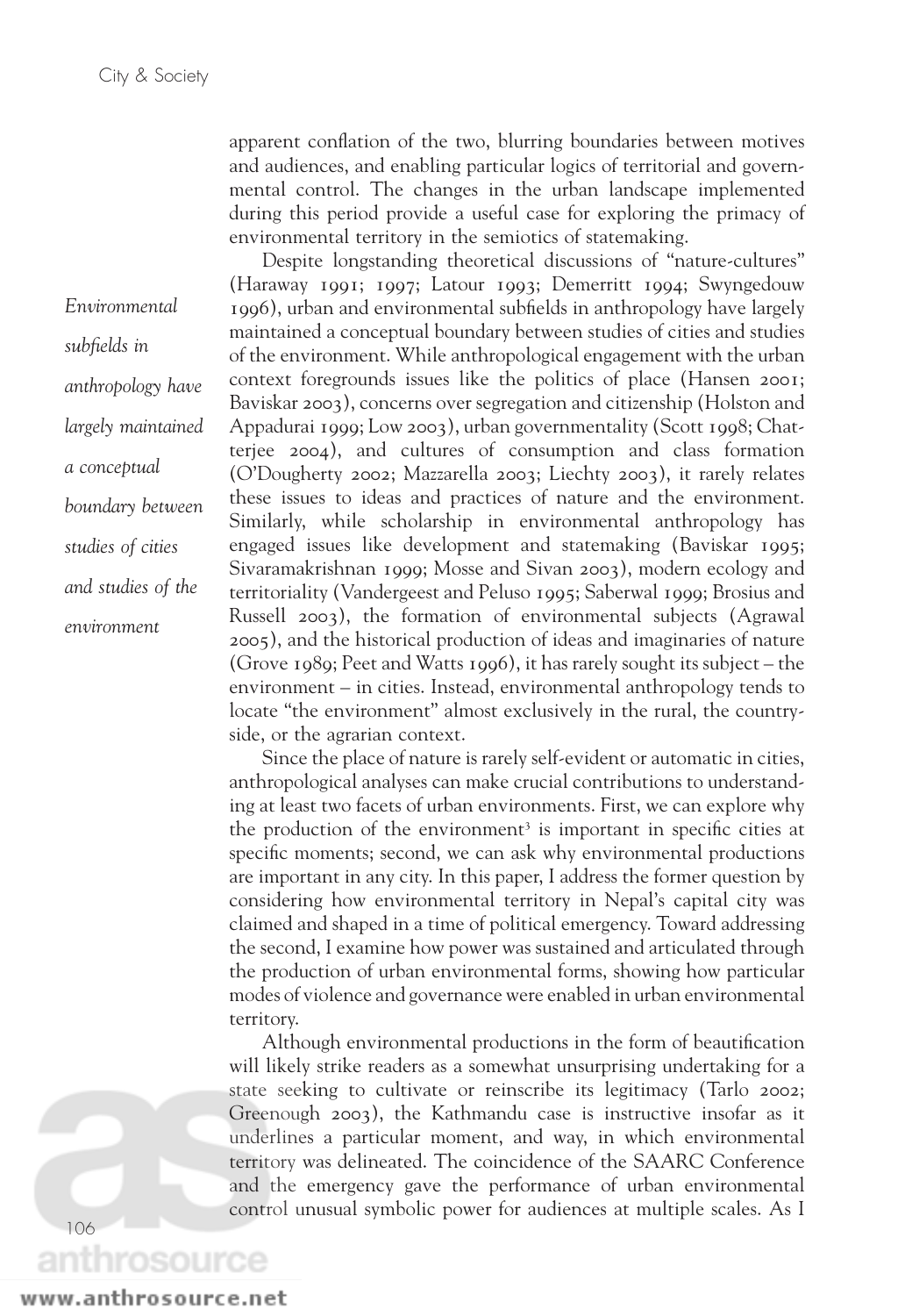apparent conflation of the two, blurring boundaries between motives and audiences, and enabling particular logics of territorial and governmental control. The changes in the urban landscape implemented during this period provide a useful case for exploring the primacy of environmental territory in the semiotics of statemaking.

*Environmental subfields in anthropology have largely maintained a conceptual boundary between studies of cities and studies of the environment*

Despite longstanding theoretical discussions of "nature-cultures" (Haraway 1991; 1997; Latour 1993; Demerritt 1994; Swyngedouw 1996), urban and environmental subfields in anthropology have largely maintained a conceptual boundary between studies of cities and studies of the environment. While anthropological engagement with the urban context foregrounds issues like the politics of place (Hansen 2001; Baviskar 2003), concerns over segregation and citizenship (Holston and Appadurai 1999; Low 2003), urban governmentality (Scott 1998; Chatterjee 2004), and cultures of consumption and class formation (O'Dougherty 2002; Mazzarella 2003; Liechty 2003), it rarely relates these issues to ideas and practices of nature and the environment. Similarly, while scholarship in environmental anthropology has engaged issues like development and statemaking (Baviskar 1995; Sivaramakrishnan 1999; Mosse and Sivan 2003), modern ecology and territoriality (Vandergeest and Peluso 1995; Saberwal 1999; Brosius and Russell 2003), the formation of environmental subjects (Agrawal 2005), and the historical production of ideas and imaginaries of nature (Grove 1989; Peet and Watts 1996), it has rarely sought its subject – the environment – in cities. Instead, environmental anthropology tends to locate "the environment" almost exclusively in the rural, the countryside, or the agrarian context.

Since the place of nature is rarely self-evident or automatic in cities, anthropological analyses can make crucial contributions to understanding at least two facets of urban environments. First, we can explore why the production of the environment[3] is important in specific cities at specific moments; second, we can ask why environmental productions are important in any city. In this paper, I address the former question by considering how environmental territory in Nepal's capital city was claimed and shaped in a time of political emergency. Toward addressing the second, I examine how power was sustained and articulated through the production of urban environmental forms, showing how particular modes of violence and governance were enabled in urban environmental territory.

Although environmental productions in the form of beautification will likely strike readers as a somewhat unsurprising undertaking for a state seeking to cultivate or reinscribe its legitimacy (Tarlo 2002; Greenough 2003), the Kathmandu case is instructive insofar as it underlines a particular moment, and way, in which environmental territory was delineated. The coincidence of the SAARC Conference and the emergency gave the performance of urban environmental control unusual symbolic power for audiences at multiple scales. As I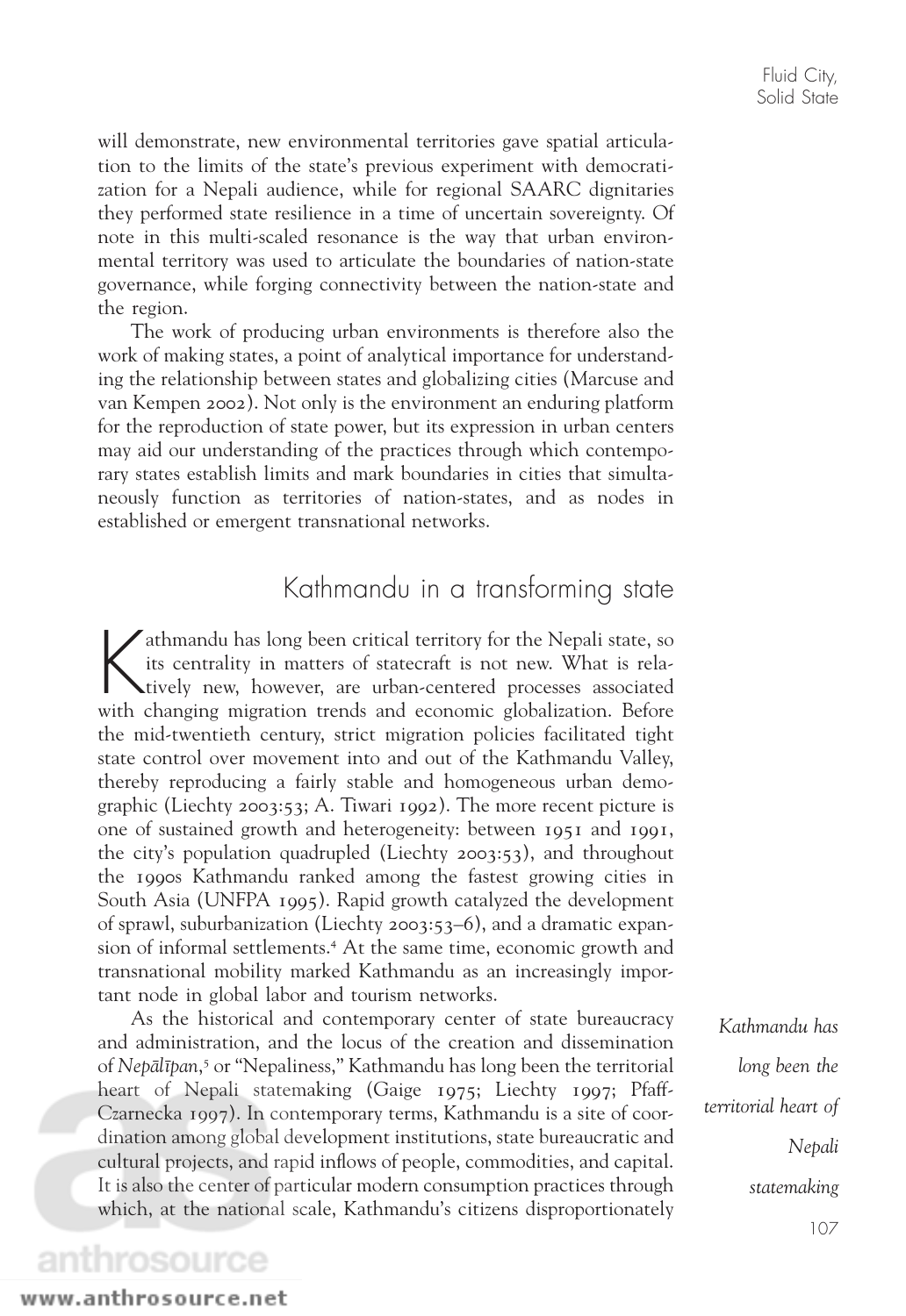will demonstrate, new environmental territories gave spatial articulation to the limits of the state's previous experiment with democratization for a Nepali audience, while for regional SAARC dignitaries they performed state resilience in a time of uncertain sovereignty. Of note in this multi-scaled resonance is the way that urban environmental territory was used to articulate the boundaries of nation-state governance, while forging connectivity between the nation-state and the region.

The work of producing urban environments is therefore also the work of making states, a point of analytical importance for understanding the relationship between states and globalizing cities (Marcuse and van Kempen 2002). Not only is the environment an enduring platform for the reproduction of state power, but its expression in urban centers may aid our understanding of the practices through which contemporary states establish limits and mark boundaries in cities that simultaneously function as territories of nation-states, and as nodes in established or emergent transnational networks.

## Kathmandu in a transforming state

Kathmandu has long been critical territory for the Nepali state, so its centrality in matters of statecraft is not new. What is relatively new, however, are urban-centered processes associated with changing migration trends and economic globalization. Before the mid-twentieth century, strict migration policies facilitated tight state control over movement into and out of the Kathmandu Valley, thereby reproducing a fairly stable and homogeneous urban demographic (Liechty 2003:53; A. Tiwari 1992). The more recent picture is one of sustained growth and heterogeneity: between 1951 and 1991, the city's population quadrupled (Liechty 2003:53), and throughout the 1990s Kathmandu ranked among the fastest growing cities in South Asia (UNFPA 1995). Rapid growth catalyzed the development of sprawl, suburbanization (Liechty 2003:53–6), and a dramatic expansion of informal settlements.[4] At the same time, economic growth and transnational mobility marked Kathmandu as an increasingly important node in global labor and tourism networks.

As the historical and contemporary center of state bureaucracy and administration, and the locus of the creation and dissemination of *Nepālīpan*,[5] or "Nepaliness," Kathmandu has long been the territorial heart of Nepali statemaking (Gaige 1975; Liechty 1997; Pfaff-Czarnecka 1997). In contemporary terms, Kathmandu is a site of coordination among global development institutions, state bureaucratic and cultural projects, and rapid inflows of people, commodities, and capital. It is also the center of particular modern consumption practices through which, at the national scale, Kathmandu's citizens disproportionately

*Kathmandu has long been the territorial heart of Nepali statemaking*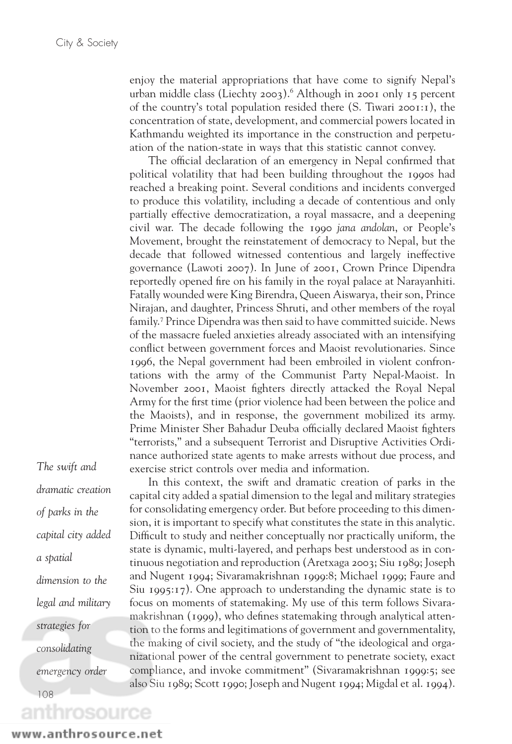enjoy the material appropriations that have come to signify Nepal's urban middle class (Liechty 2003).[6] Although in 2001 only 15 percent of the country's total population resided there (S. Tiwari 2001:1), the concentration of state, development, and commercial powers located in Kathmandu weighted its importance in the construction and perpetuation of the nation-state in ways that this statistic cannot convey.

The official declaration of an emergency in Nepal confirmed that political volatility that had been building throughout the 1990s had reached a breaking point. Several conditions and incidents converged to produce this volatility, including a decade of contentious and only partially effective democratization, a royal massacre, and a deepening civil war. The decade following the 1990 *jana andolan*, or People's Movement, brought the reinstatement of democracy to Nepal, but the decade that followed witnessed contentious and largely ineffective governance (Lawoti 2007). In June of 2001, Crown Prince Dipendra reportedly opened fire on his family in the royal palace at Narayanhiti. Fatally wounded were King Birendra, Queen Aiswarya, their son, Prince Nirajan, and daughter, Princess Shruti, and other members of the royal family.[7] Prince Dipendra was then said to have committed suicide. News of the massacre fueled anxieties already associated with an intensifying conflict between government forces and Maoist revolutionaries. Since 1996, the Nepal government had been embroiled in violent confrontations with the army of the Communist Party Nepal-Maoist. In November 2001, Maoist fighters directly attacked the Royal Nepal Army for the first time (prior violence had been between the police and the Maoists), and in response, the government mobilized its army. Prime Minister Sher Bahadur Deuba officially declared Maoist fighters "terrorists," and a subsequent Terrorist and Disruptive Activities Ordinance authorized state agents to make arrests without due process, and exercise strict controls over media and information.

*The swift and dramatic creation of parks in the capital city added a spatial dimension to the legal and military strategies for consolidating emergency order*

In this context, the swift and dramatic creation of parks in the capital city added a spatial dimension to the legal and military strategies for consolidating emergency order. But before proceeding to this dimension, it is important to specify what constitutes the state in this analytic. Difficult to study and neither conceptually nor practically uniform, the state is dynamic, multi-layered, and perhaps best understood as in continuous negotiation and reproduction (Aretxaga 2003; Siu 1989; Joseph and Nugent 1994; Sivaramakrishnan 1999:8; Michael 1999; Faure and Siu 1995:17). One approach to understanding the dynamic state is to focus on moments of statemaking. My use of this term follows Sivaramakrishnan (1999), who defines statemaking through analytical attention to the forms and legitimations of government and governmentality, the making of civil society, and the study of "the ideological and organizational power of the central government to penetrate society, exact compliance, and invoke commitment" (Sivaramakrishnan 1999:5; see also Siu 1989; Scott 1990; Joseph and Nugent 1994; Migdal et al. 1994).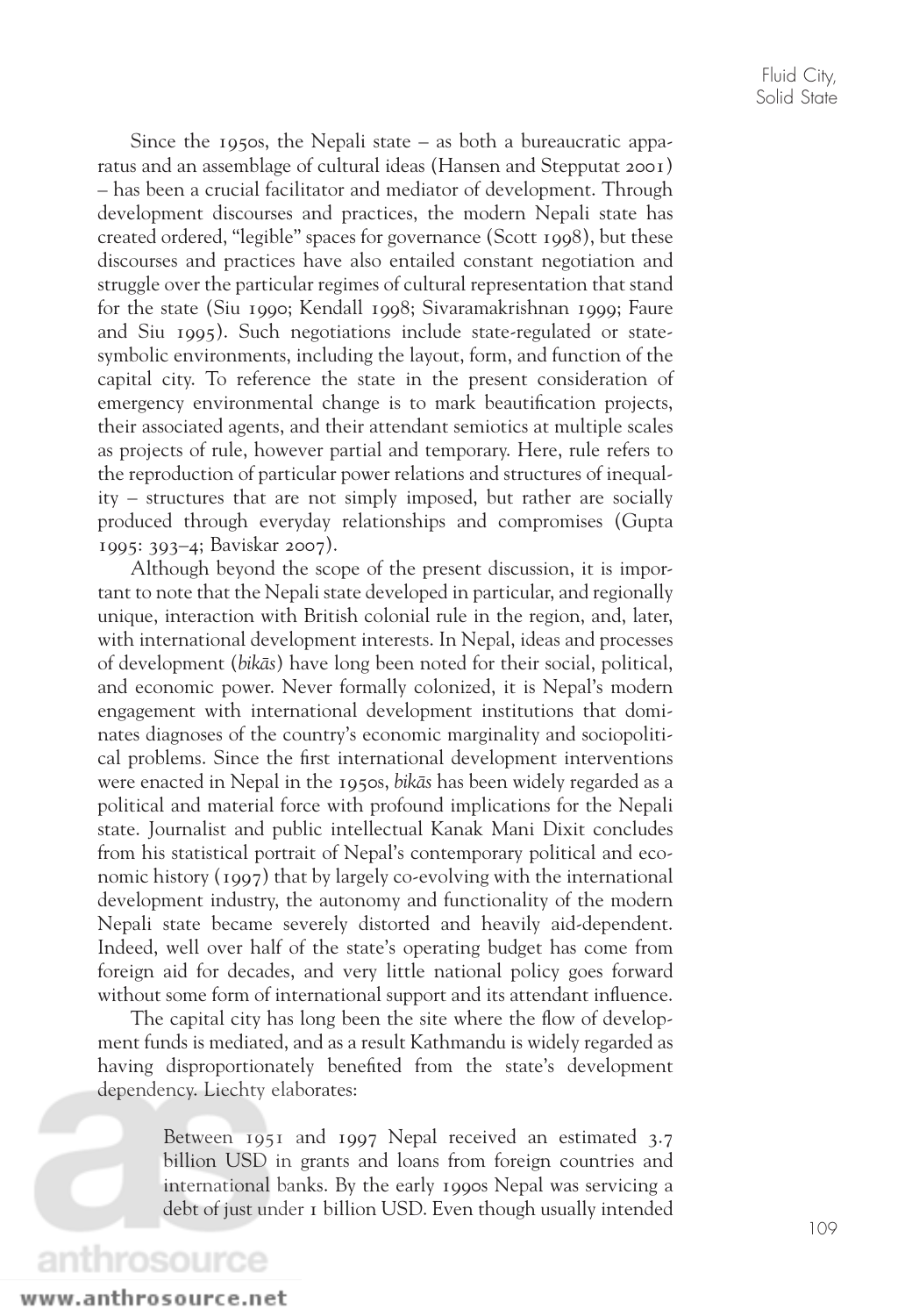Since the 1950s, the Nepali state – as both a bureaucratic apparatus and an assemblage of cultural ideas (Hansen and Stepputat 2001) – has been a crucial facilitator and mediator of development. Through development discourses and practices, the modern Nepali state has created ordered, "legible" spaces for governance (Scott 1998), but these discourses and practices have also entailed constant negotiation and struggle over the particular regimes of cultural representation that stand for the state (Siu 1990; Kendall 1998; Sivaramakrishnan 1999; Faure and Siu 1995). Such negotiations include state-regulated or state-symbolic environments, including the layout, form, and function of the capital city. To reference the state in the present consideration of emergency environmental change is to mark beautification projects, their associated agents, and their attendant semiotics at multiple scales as projects of rule, however partial and temporary. Here, rule refers to the reproduction of particular power relations and structures of inequality – structures that are not simply imposed, but rather are socially produced through everyday relationships and compromises (Gupta 1995: 393–4; Baviskar 2007).

Although beyond the scope of the present discussion, it is important to note that the Nepali state developed in particular, and regionally unique, interaction with British colonial rule in the region, and, later, with international development interests. In Nepal, ideas and processes of development (*bikās*) have long been noted for their social, political, and economic power. Never formally colonized, it is Nepal's modern engagement with international development institutions that dominates diagnoses of the country's economic marginality and sociopolitical problems. Since the first international development interventions were enacted in Nepal in the 1950s, *bikās* has been widely regarded as a political and material force with profound implications for the Nepali state. Journalist and public intellectual Kanak Mani Dixit concludes from his statistical portrait of Nepal's contemporary political and economic history (1997) that by largely co-evolving with the international development industry, the autonomy and functionality of the modern Nepali state became severely distorted and heavily aid-dependent. Indeed, well over half of the state's operating budget has come from foreign aid for decades, and very little national policy goes forward without some form of international support and its attendant influence.

The capital city has long been the site where the flow of development funds is mediated, and as a result Kathmandu is widely regarded as having disproportionately benefited from the state's development dependency. Liechty elaborates:

> Between 1951 and 1997 Nepal received an estimated 3.7 billion USD in grants and loans from foreign countries and international banks. By the early 1990s Nepal was servicing a debt of just under 1 billion USD. Even though usually intended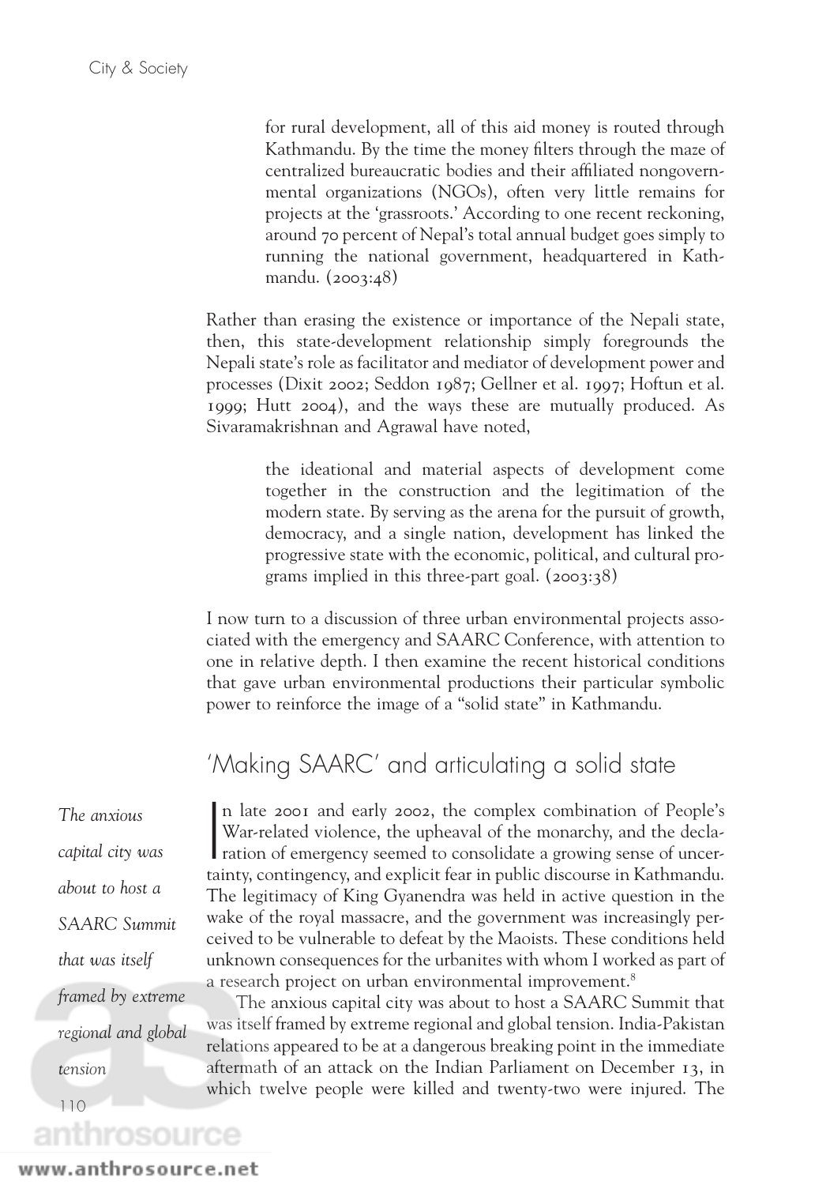> for rural development, all of this aid money is routed through Kathmandu. By the time the money filters through the maze of centralized bureaucratic bodies and their affiliated nongovernmental organizations (NGOs), often very little remains for projects at the 'grassroots.' According to one recent reckoning, around 70 percent of Nepal's total annual budget goes simply to running the national government, headquartered in Kathmandu. (2003:48)

Rather than erasing the existence or importance of the Nepali state, then, this state-development relationship simply foregrounds the Nepali state's role as facilitator and mediator of development power and processes (Dixit 2002; Seddon 1987; Gellner et al. 1997; Hoftun et al. 1999; Hutt 2004), and the ways these are mutually produced. As Sivaramakrishnan and Agrawal have noted,

> the ideational and material aspects of development come together in the construction and the legitimation of the modern state. By serving as the arena for the pursuit of growth, democracy, and a single nation, development has linked the progressive state with the economic, political, and cultural programs implied in this three-part goal. (2003:38)

I now turn to a discussion of three urban environmental projects associated with the emergency and SAARC Conference, with attention to one in relative depth. I then examine the recent historical conditions that gave urban environmental productions their particular symbolic power to reinforce the image of a "solid state" in Kathmandu.

## 'Making SAARC' and articulating a solid state

*The anxious capital city was about to host a SAARC Summit that was itself framed by extreme regional and global tension*

In late 2001 and early 2002, the complex combination of People's War-related violence, the upheaval of the monarchy, and the declaration of emergency seemed to consolidate a growing sense of uncertainty, contingency, and explicit fear in public discourse in Kathmandu. The legitimacy of King Gyanendra was held in active question in the wake of the royal massacre, and the government was increasingly perceived to be vulnerable to defeat by the Maoists. These conditions held unknown consequences for the urbanites with whom I worked as part of a research project on urban environmental improvement.[8]

The anxious capital city was about to host a SAARC Summit that was itself framed by extreme regional and global tension. India-Pakistan relations appeared to be at a dangerous breaking point in the immediate aftermath of an attack on the Indian Parliament on December 13, in which twelve people were killed and twenty-two were injured. The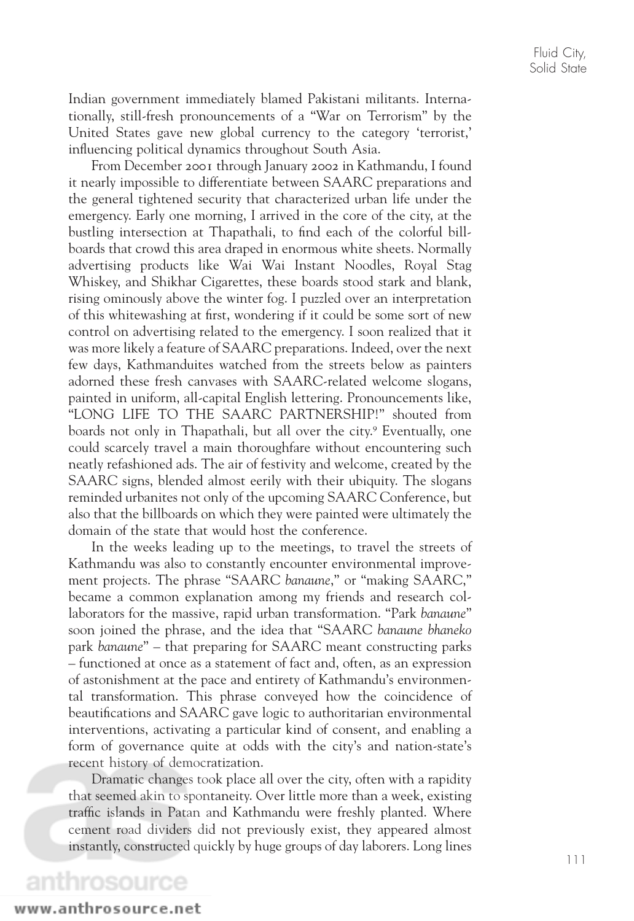Indian government immediately blamed Pakistani militants. Internationally, still-fresh pronouncements of a "War on Terrorism" by the United States gave new global currency to the category 'terrorist,' influencing political dynamics throughout South Asia.

From December 2001 through January 2002 in Kathmandu, I found it nearly impossible to differentiate between SAARC preparations and the general tightened security that characterized urban life under the emergency. Early one morning, I arrived in the core of the city, at the bustling intersection at Thapathali, to find each of the colorful billboards that crowd this area draped in enormous white sheets. Normally advertising products like Wai Wai Instant Noodles, Royal Stag Whiskey, and Shikhar Cigarettes, these boards stood stark and blank, rising ominously above the winter fog. I puzzled over an interpretation of this whitewashing at first, wondering if it could be some sort of new control on advertising related to the emergency. I soon realized that it was more likely a feature of SAARC preparations. Indeed, over the next few days, Kathmanduites watched from the streets below as painters adorned these fresh canvases with SAARC-related welcome slogans, painted in uniform, all-capital English lettering. Pronouncements like, "LONG LIFE TO THE SAARC PARTNERSHIP!" shouted from boards not only in Thapathali, but all over the city.[9] Eventually, one could scarcely travel a main thoroughfare without encountering such neatly refashioned ads. The air of festivity and welcome, created by the SAARC signs, blended almost eerily with their ubiquity. The slogans reminded urbanites not only of the upcoming SAARC Conference, but also that the billboards on which they were painted were ultimately the domain of the state that would host the conference.

In the weeks leading up to the meetings, to travel the streets of Kathmandu was also to constantly encounter environmental improvement projects. The phrase "SAARC *banaune*," or "making SAARC," became a common explanation among my friends and research collaborators for the massive, rapid urban transformation. "Park *banaune*" soon joined the phrase, and the idea that "SAARC *banaune bhaneko* park *banaune*" – that preparing for SAARC meant constructing parks – functioned at once as a statement of fact and, often, as an expression of astonishment at the pace and entirety of Kathmandu's environmental transformation. This phrase conveyed how the coincidence of beautifications and SAARC gave logic to authoritarian environmental interventions, activating a particular kind of consent, and enabling a form of governance quite at odds with the city's and nation-state's recent history of democratization.

Dramatic changes took place all over the city, often with a rapidity that seemed akin to spontaneity. Over little more than a week, existing traffic islands in Patan and Kathmandu were freshly planted. Where cement road dividers did not previously exist, they appeared almost instantly, constructed quickly by huge groups of day laborers. Long lines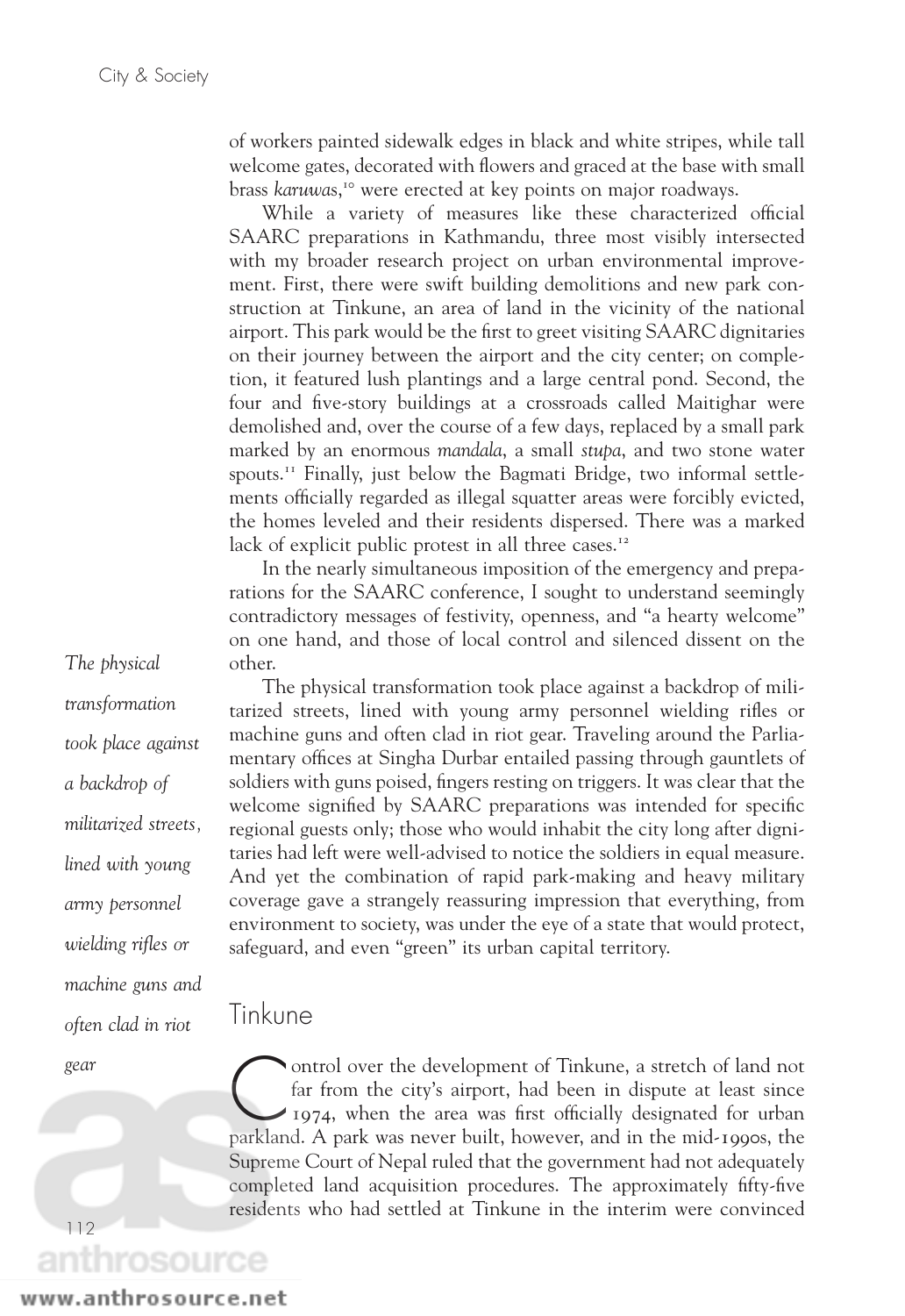of workers painted sidewalk edges in black and white stripes, while tall welcome gates, decorated with flowers and graced at the base with small brass *karuwas*,[10] were erected at key points on major roadways.

While a variety of measures like these characterized official SAARC preparations in Kathmandu, three most visibly intersected with my broader research project on urban environmental improvement. First, there were swift building demolitions and new park construction at Tinkune, an area of land in the vicinity of the national airport. This park would be the first to greet visiting SAARC dignitaries on their journey between the airport and the city center; on completion, it featured lush plantings and a large central pond. Second, the four and five-story buildings at a crossroads called Maitighar were demolished and, over the course of a few days, replaced by a small park marked by an enormous *mandala*, a small *stupa*, and two stone water spouts.[11] Finally, just below the Bagmati Bridge, two informal settlements officially regarded as illegal squatter areas were forcibly evicted, the homes leveled and their residents dispersed. There was a marked lack of explicit public protest in all three cases.[12]

In the nearly simultaneous imposition of the emergency and preparations for the SAARC conference, I sought to understand seemingly contradictory messages of festivity, openness, and "a hearty welcome" on one hand, and those of local control and silenced dissent on the other.

*The physical transformation took place against a backdrop of militarized streets, lined with young army personnel wielding rifles or machine guns and often clad in riot gear*

The physical transformation took place against a backdrop of militarized streets, lined with young army personnel wielding rifles or machine guns and often clad in riot gear. Traveling around the Parliamentary offices at Singha Durbar entailed passing through gauntlets of soldiers with guns poised, fingers resting on triggers. It was clear that the welcome signified by SAARC preparations was intended for specific regional guests only; those who would inhabit the city long after dignitaries had left were well-advised to notice the soldiers in equal measure. And yet the combination of rapid park-making and heavy military coverage gave a strangely reassuring impression that everything, from environment to society, was under the eye of a state that would protect, safeguard, and even "green" its urban capital territory.

## Tinkune

Control over the development of Tinkune, a stretch of land not far from the city's airport, had been in dispute at least since 1974, when the area was first officially designated for urban parkland. A park was never built, however, and in the mid-1990s, the Supreme Court of Nepal ruled that the government had not adequately completed land acquisition procedures. The approximately fifty-five residents who had settled at Tinkune in the interim were convinced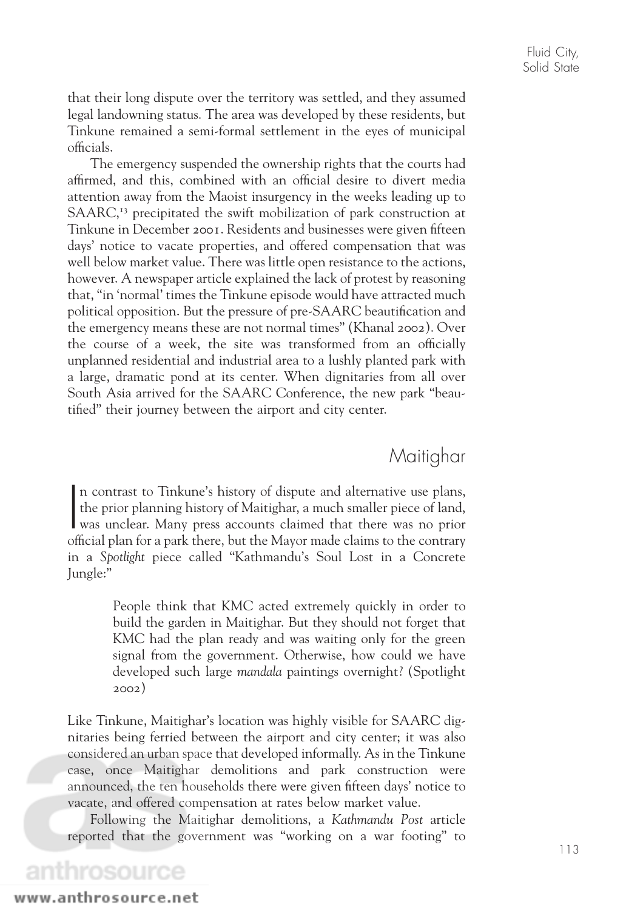that their long dispute over the territory was settled, and they assumed legal landowning status. The area was developed by these residents, but Tinkune remained a semi-formal settlement in the eyes of municipal officials.

The emergency suspended the ownership rights that the courts had affirmed, and this, combined with an official desire to divert media attention away from the Maoist insurgency in the weeks leading up to SAARC,[13] precipitated the swift mobilization of park construction at Tinkune in December 2001. Residents and businesses were given fifteen days' notice to vacate properties, and offered compensation that was well below market value. There was little open resistance to the actions, however. A newspaper article explained the lack of protest by reasoning that, "in 'normal' times the Tinkune episode would have attracted much political opposition. But the pressure of pre-SAARC beautification and the emergency means these are not normal times" (Khanal 2002). Over the course of a week, the site was transformed from an officially unplanned residential and industrial area to a lushly planted park with a large, dramatic pond at its center. When dignitaries from all over South Asia arrived for the SAARC Conference, the new park "beautified" their journey between the airport and city center.

## Maitighar

In contrast to Tinkune's history of dispute and alternative use plans, the prior planning history of Maitighar, a much smaller piece of land, was unclear. Many press accounts claimed that there was no prior official plan for a park there, but the Mayor made claims to the contrary in a *Spotlight* piece called "Kathmandu's Soul Lost in a Concrete Jungle:"

> People think that KMC acted extremely quickly in order to build the garden in Maitighar. But they should not forget that KMC had the plan ready and was waiting only for the green signal from the government. Otherwise, how could we have developed such large *mandala* paintings overnight? (Spotlight 2002)

Like Tinkune, Maitighar's location was highly visible for SAARC dignitaries being ferried between the airport and city center; it was also considered an urban space that developed informally. As in the Tinkune case, once Maitighar demolitions and park construction were announced, the ten households there were given fifteen days' notice to vacate, and offered compensation at rates below market value.

Following the Maitighar demolitions, a *Kathmandu Post* article reported that the government was "working on a war footing" to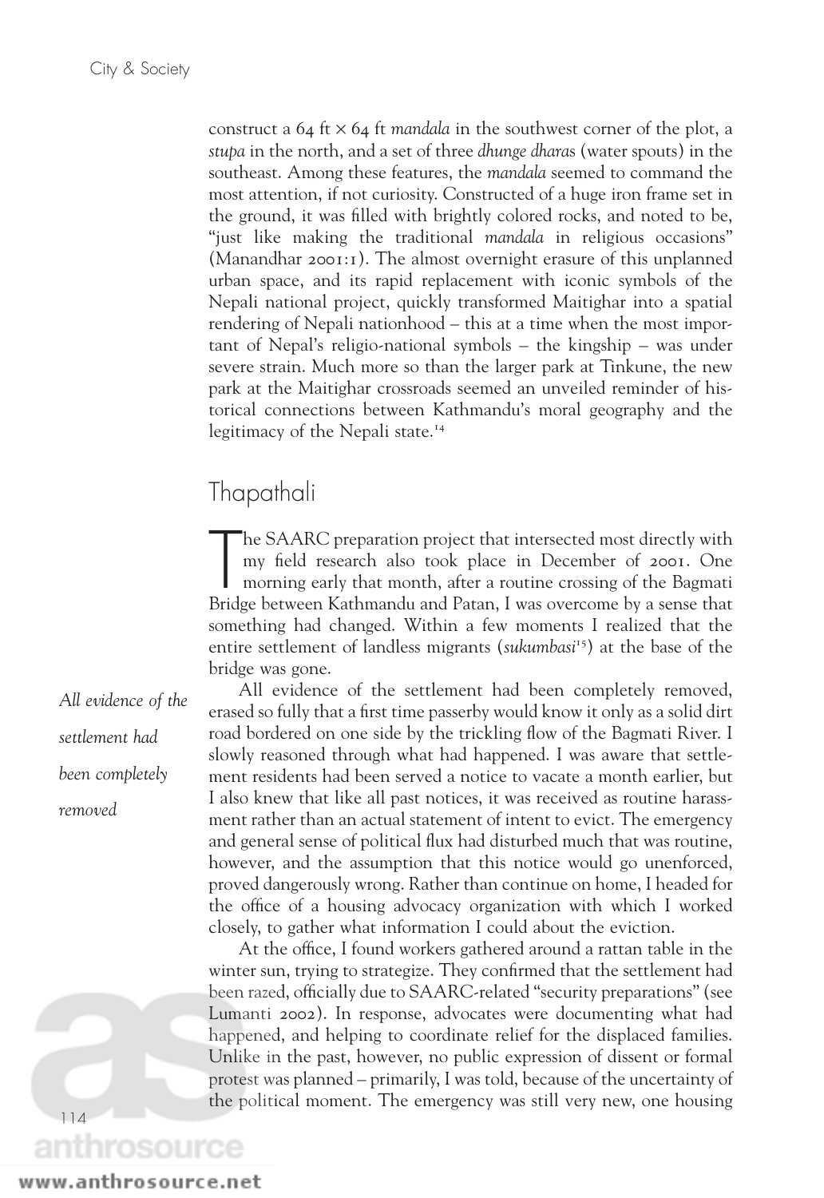construct a 64 ft × 64 ft *mandala* in the southwest corner of the plot, a *stupa* in the north, and a set of three *dhunge dharas* (water spouts) in the southeast. Among these features, the *mandala* seemed to command the most attention, if not curiosity. Constructed of a huge iron frame set in the ground, it was filled with brightly colored rocks, and noted to be, "just like making the traditional *mandala* in religious occasions" (Manandhar 2001:1). The almost overnight erasure of this unplanned urban space, and its rapid replacement with iconic symbols of the Nepali national project, quickly transformed Maitighar into a spatial rendering of Nepali nationhood – this at a time when the most important of Nepal's religio-national symbols – the kingship – was under severe strain. Much more so than the larger park at Tinkune, the new park at the Maitighar crossroads seemed an unveiled reminder of historical connections between Kathmandu's moral geography and the legitimacy of the Nepali state.[14]

## Thapathali

The SAARC preparation project that intersected most directly with my field research also took place in December of 2001. One morning early that month, after a routine crossing of the Bagmati Bridge between Kathmandu and Patan, I was overcome by a sense that something had changed. Within a few moments I realized that the entire settlement of landless migrants (*sukumbasi*[15]) at the base of the bridge was gone.

*All evidence of the settlement had been completely removed*

All evidence of the settlement had been completely removed, erased so fully that a first time passerby would know it only as a solid dirt road bordered on one side by the trickling flow of the Bagmati River. I slowly reasoned through what had happened. I was aware that settlement residents had been served a notice to vacate a month earlier, but I also knew that like all past notices, it was received as routine harassment rather than an actual statement of intent to evict. The emergency and general sense of political flux had disturbed much that was routine, however, and the assumption that this notice would go unenforced, proved dangerously wrong. Rather than continue on home, I headed for the office of a housing advocacy organization with which I worked closely, to gather what information I could about the eviction.

At the office, I found workers gathered around a rattan table in the winter sun, trying to strategize. They confirmed that the settlement had been razed, officially due to SAARC-related "security preparations" (see Lumanti 2002). In response, advocates were documenting what had happened, and helping to coordinate relief for the displaced families. Unlike in the past, however, no public expression of dissent or formal protest was planned – primarily, I was told, because of the uncertainty of the political moment. The emergency was still very new, one housing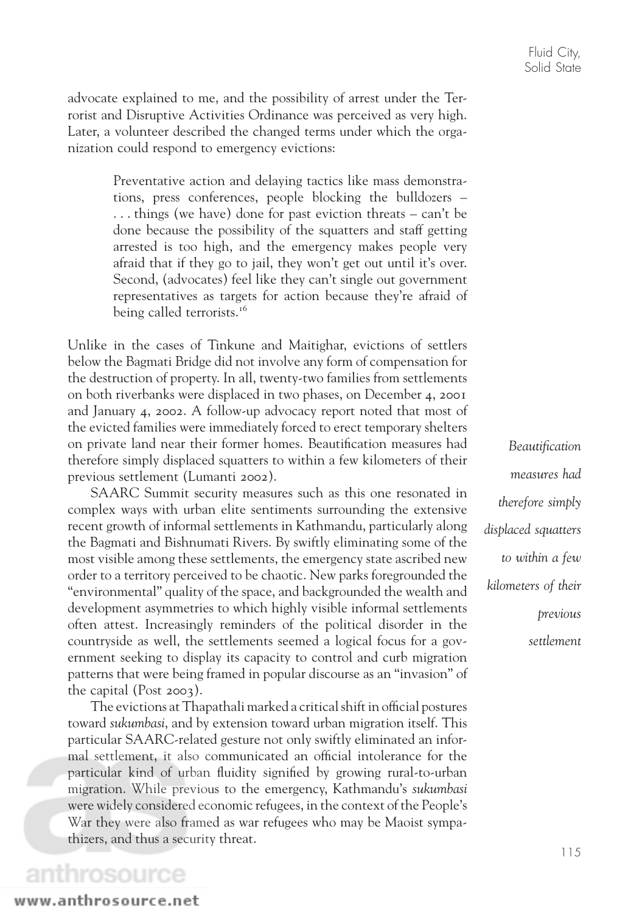advocate explained to me, and the possibility of arrest under the Terrorist and Disruptive Activities Ordinance was perceived as very high. Later, a volunteer described the changed terms under which the organization could respond to emergency evictions:

> Preventative action and delaying tactics like mass demonstrations, press conferences, people blocking the bulldozers – . . . things (we have) done for past eviction threats – can't be done because the possibility of the squatters and staff getting arrested is too high, and the emergency makes people very afraid that if they go to jail, they won't get out until it's over. Second, (advocates) feel like they can't single out government representatives as targets for action because they're afraid of being called terrorists.[16]

Unlike in the cases of Tinkune and Maitighar, evictions of settlers below the Bagmati Bridge did not involve any form of compensation for the destruction of property. In all, twenty-two families from settlements on both riverbanks were displaced in two phases, on December 4, 2001 and January 4, 2002. A follow-up advocacy report noted that most of the evicted families were immediately forced to erect temporary shelters on private land near their former homes. Beautification measures had therefore simply displaced squatters to within a few kilometers of their previous settlement (Lumanti 2002).

*Beautification measures had therefore simply displaced squatters to within a few kilometers of their previous settlement*

SAARC Summit security measures such as this one resonated in complex ways with urban elite sentiments surrounding the extensive recent growth of informal settlements in Kathmandu, particularly along the Bagmati and Bishnumati Rivers. By swiftly eliminating some of the most visible among these settlements, the emergency state ascribed new order to a territory perceived to be chaotic. New parks foregrounded the "environmental" quality of the space, and backgrounded the wealth and development asymmetries to which highly visible informal settlements often attest. Increasingly reminders of the political disorder in the countryside as well, the settlements seemed a logical focus for a government seeking to display its capacity to control and curb migration patterns that were being framed in popular discourse as an "invasion" of the capital (Post 2003).

The evictions at Thapathali marked a critical shift in official postures toward *sukumbasi*, and by extension toward urban migration itself. This particular SAARC-related gesture not only swiftly eliminated an informal settlement, it also communicated an official intolerance for the particular kind of urban fluidity signified by growing rural-to-urban migration. While previous to the emergency, Kathmandu's *sukumbasi* were widely considered economic refugees, in the context of the People's War they were also framed as war refugees who may be Maoist sympathizers, and thus a security threat.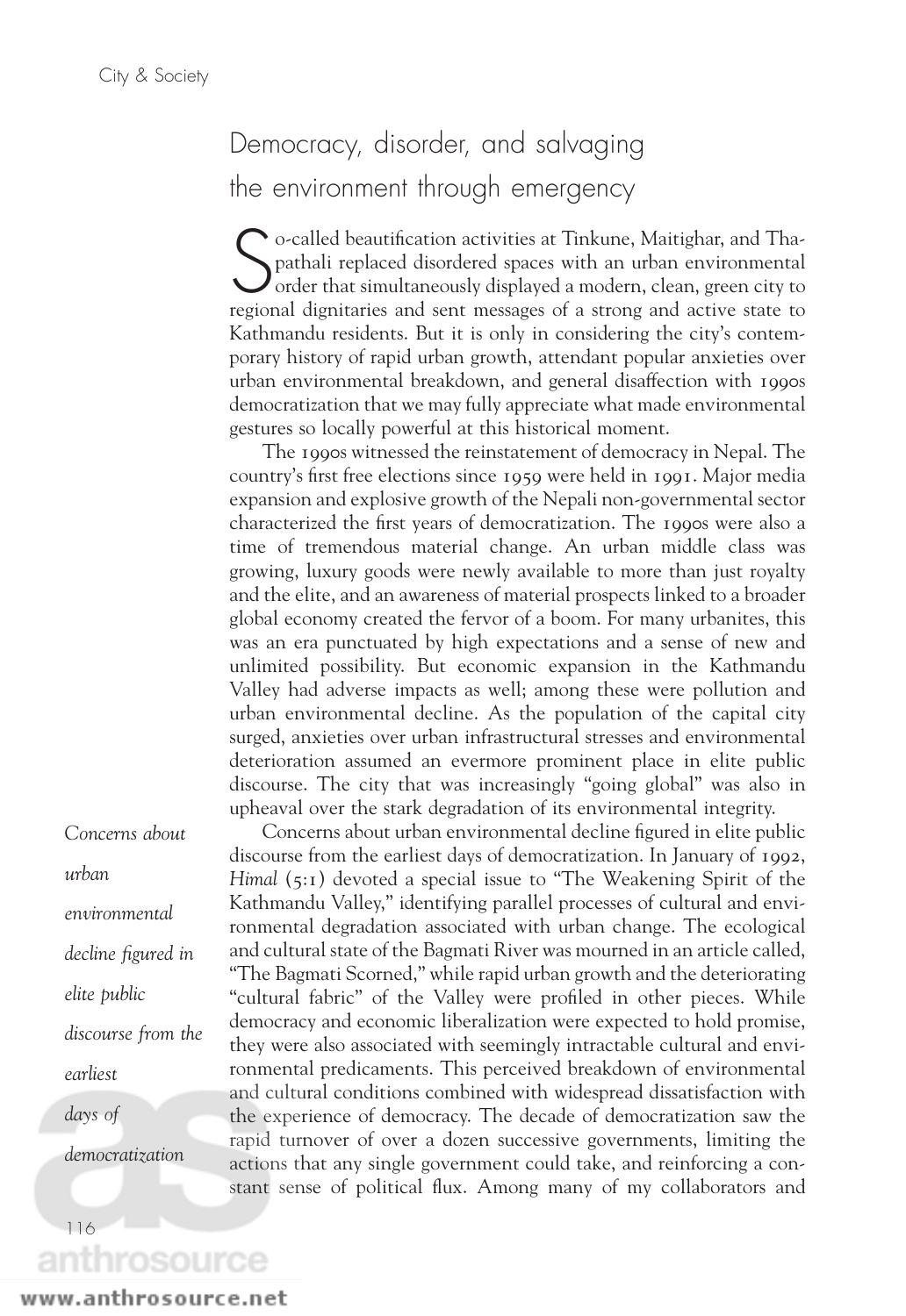## Democracy, disorder, and salvaging the environment through emergency

So-called beautification activities at Tinkune, Maitighar, and Thapathali replaced disordered spaces with an urban environmental order that simultaneously displayed a modern, clean, green city to regional dignitaries and sent messages of a strong and active state to Kathmandu residents. But it is only in considering the city's contemporary history of rapid urban growth, attendant popular anxieties over urban environmental breakdown, and general disaffection with 1990s democratization that we may fully appreciate what made environmental gestures so locally powerful at this historical moment.

The 1990s witnessed the reinstatement of democracy in Nepal. The country's first free elections since 1959 were held in 1991. Major media expansion and explosive growth of the Nepali non-governmental sector characterized the first years of democratization. The 1990s were also a time of tremendous material change. An urban middle class was growing, luxury goods were newly available to more than just royalty and the elite, and an awareness of material prospects linked to a broader global economy created the fervor of a boom. For many urbanites, this was an era punctuated by high expectations and a sense of new and unlimited possibility. But economic expansion in the Kathmandu Valley had adverse impacts as well; among these were pollution and urban environmental decline. As the population of the capital city surged, anxieties over urban infrastructural stresses and environmental deterioration assumed an evermore prominent place in elite public discourse. The city that was increasingly "going global" was also in upheaval over the stark degradation of its environmental integrity.

*Concerns about urban environmental decline figured in elite public discourse from the earliest days of democratization*

Concerns about urban environmental decline figured in elite public discourse from the earliest days of democratization. In January of 1992, *Himal* (5:1) devoted a special issue to "The Weakening Spirit of the Kathmandu Valley," identifying parallel processes of cultural and environmental degradation associated with urban change. The ecological and cultural state of the Bagmati River was mourned in an article called, "The Bagmati Scorned," while rapid urban growth and the deteriorating "cultural fabric" of the Valley were profiled in other pieces. While democracy and economic liberalization were expected to hold promise, they were also associated with seemingly intractable cultural and environmental predicaments. This perceived breakdown of environmental and cultural conditions combined with widespread dissatisfaction with the experience of democracy. The decade of democratization saw the rapid turnover of over a dozen successive governments, limiting the actions that any single government could take, and reinforcing a constant sense of political flux. Among many of my collaborators and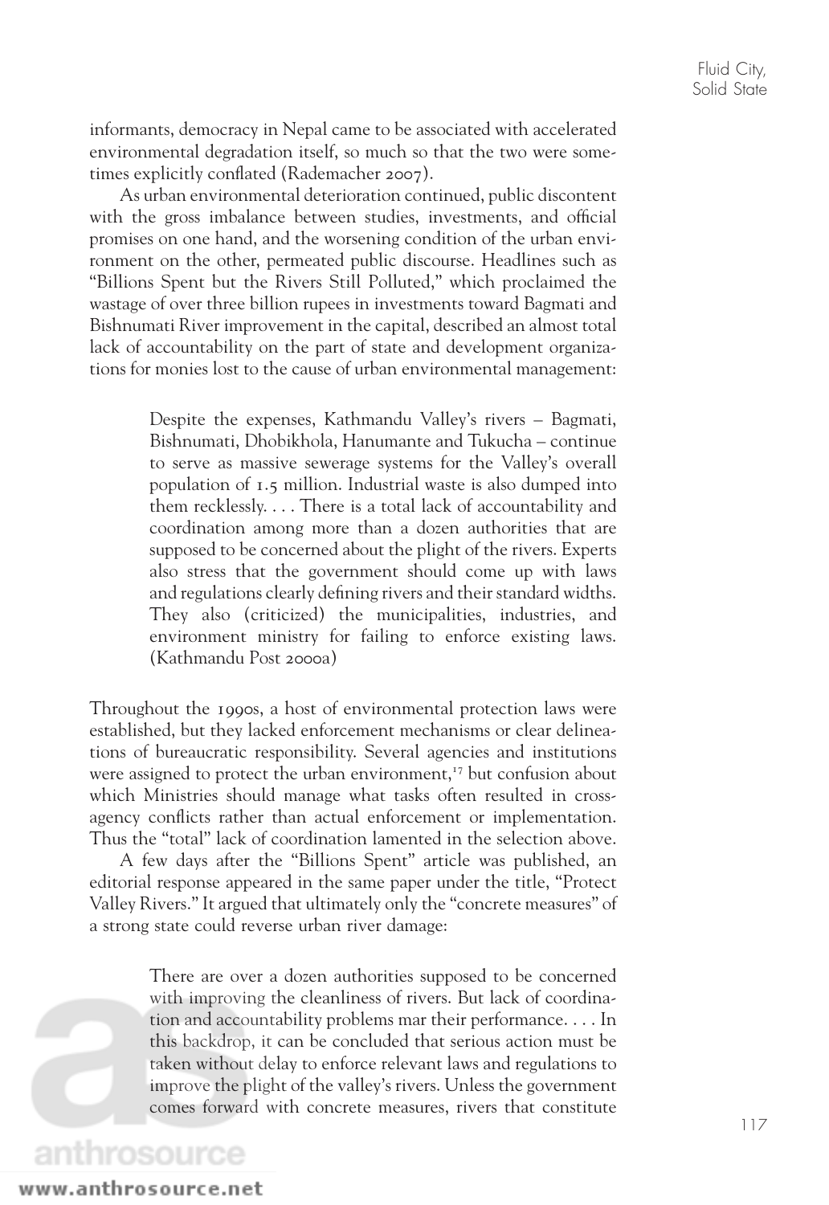informants, democracy in Nepal came to be associated with accelerated environmental degradation itself, so much so that the two were sometimes explicitly conflated (Rademacher 2007).

As urban environmental deterioration continued, public discontent with the gross imbalance between studies, investments, and official promises on one hand, and the worsening condition of the urban environment on the other, permeated public discourse. Headlines such as "Billions Spent but the Rivers Still Polluted," which proclaimed the wastage of over three billion rupees in investments toward Bagmati and Bishnumati River improvement in the capital, described an almost total lack of accountability on the part of state and development organizations for monies lost to the cause of urban environmental management:

> Despite the expenses, Kathmandu Valley's rivers – Bagmati, Bishnumati, Dhobikhola, Hanumante and Tukucha – continue to serve as massive sewerage systems for the Valley's overall population of 1.5 million. Industrial waste is also dumped into them recklessly. . . . There is a total lack of accountability and coordination among more than a dozen authorities that are supposed to be concerned about the plight of the rivers. Experts also stress that the government should come up with laws and regulations clearly defining rivers and their standard widths. They also (criticized) the municipalities, industries, and environment ministry for failing to enforce existing laws. (Kathmandu Post 2000a)

Throughout the 1990s, a host of environmental protection laws were established, but they lacked enforcement mechanisms or clear delineations of bureaucratic responsibility. Several agencies and institutions were assigned to protect the urban environment,[17] but confusion about which Ministries should manage what tasks often resulted in cross-agency conflicts rather than actual enforcement or implementation. Thus the "total" lack of coordination lamented in the selection above.

A few days after the "Billions Spent" article was published, an editorial response appeared in the same paper under the title, "Protect Valley Rivers." It argued that ultimately only the "concrete measures" of a strong state could reverse urban river damage:

> There are over a dozen authorities supposed to be concerned with improving the cleanliness of rivers. But lack of coordination and accountability problems mar their performance. . . . In this backdrop, it can be concluded that serious action must be taken without delay to enforce relevant laws and regulations to improve the plight of the valley's rivers. Unless the government comes forward with concrete measures, rivers that constitute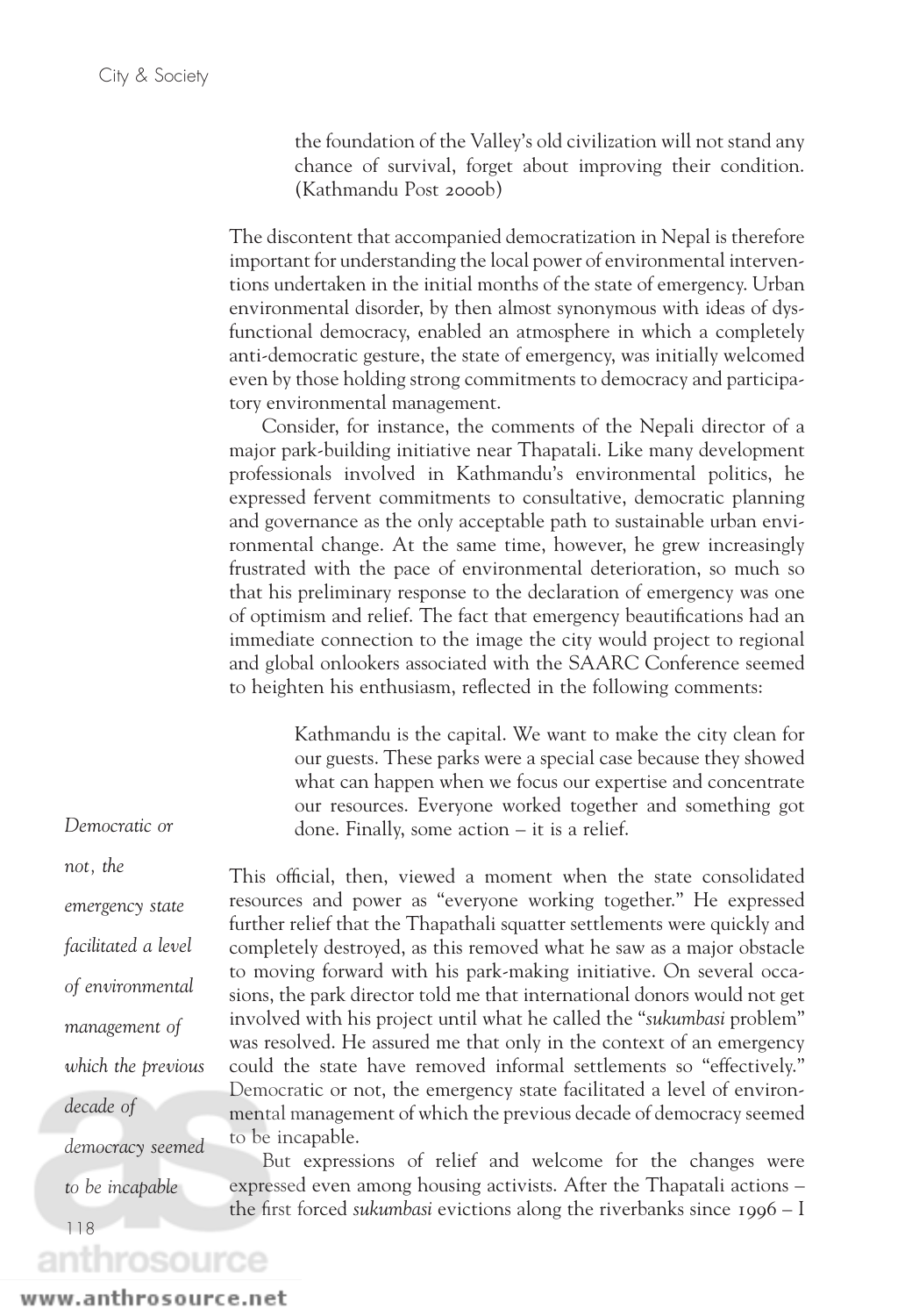the foundation of the Valley's old civilization will not stand any chance of survival, forget about improving their condition. (Kathmandu Post 2000b)

The discontent that accompanied democratization in Nepal is therefore important for understanding the local power of environmental interventions undertaken in the initial months of the state of emergency. Urban environmental disorder, by then almost synonymous with ideas of dysfunctional democracy, enabled an atmosphere in which a completely anti-democratic gesture, the state of emergency, was initially welcomed even by those holding strong commitments to democracy and participatory environmental management.

Consider, for instance, the comments of the Nepali director of a major park-building initiative near Thapatali. Like many development professionals involved in Kathmandu's environmental politics, he expressed fervent commitments to consultative, democratic planning and governance as the only acceptable path to sustainable urban environmental change. At the same time, however, he grew increasingly frustrated with the pace of environmental deterioration, so much so that his preliminary response to the declaration of emergency was one of optimism and relief. The fact that emergency beautifications had an immediate connection to the image the city would project to regional and global onlookers associated with the SAARC Conference seemed to heighten his enthusiasm, reflected in the following comments:

> Kathmandu is the capital. We want to make the city clean for our guests. These parks were a special case because they showed what can happen when we focus our expertise and concentrate our resources. Everyone worked together and something got done. Finally, some action – it is a relief.

*Democratic or not, the emergency state facilitated a level of environmental management of which the previous decade of democracy seemed to be incapable*

This official, then, viewed a moment when the state consolidated resources and power as "everyone working together." He expressed further relief that the Thapathali squatter settlements were quickly and completely destroyed, as this removed what he saw as a major obstacle to moving forward with his park-making initiative. On several occasions, the park director told me that international donors would not get involved with his project until what he called the "*sukumbasi* problem" was resolved. He assured me that only in the context of an emergency could the state have removed informal settlements so "effectively." Democratic or not, the emergency state facilitated a level of environmental management of which the previous decade of democracy seemed to be incapable.

But expressions of relief and welcome for the changes were expressed even among housing activists. After the Thapatali actions – the first forced *sukumbasi* evictions along the riverbanks since 1996 – I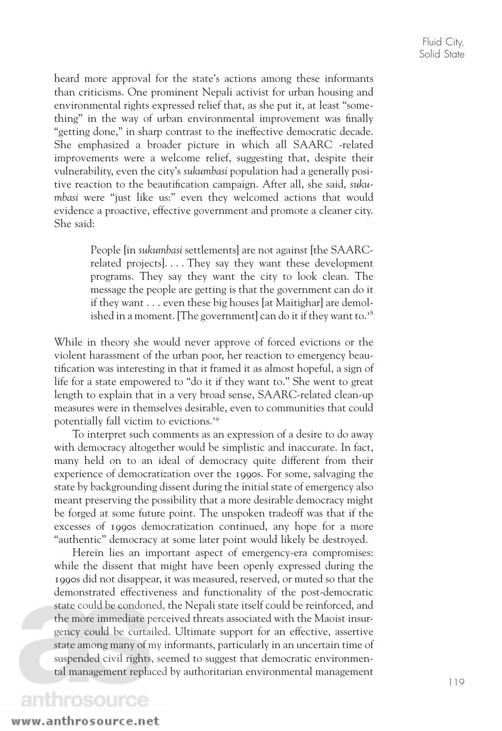heard more approval for the state's actions among these informants than criticisms. One prominent Nepali activist for urban housing and environmental rights expressed relief that, as she put it, at least "something" in the way of urban environmental improvement was finally "getting done," in sharp contrast to the ineffective democratic decade. She emphasized a broader picture in which all SAARC -related improvements were a welcome relief, suggesting that, despite their vulnerability, even the city's *sukumbasi* population had a generally positive reaction to the beautification campaign. After all, she said, *sukumbasi* were "just like us:" even they welcomed actions that would evidence a proactive, effective government and promote a cleaner city. She said:

> People [in *sukumbasi* settlements] are not against [the SAARC-related projects]. . . . They say they want these development programs. They say they want the city to look clean. The message the people are getting is that the government can do it if they want . . . even these big houses [at Maitighar] are demolished in a moment. [The government] can do it if they want to.[18]

While in theory she would never approve of forced evictions or the violent harassment of the urban poor, her reaction to emergency beautification was interesting in that it framed it as almost hopeful, a sign of life for a state empowered to "do it if they want to." She went to great length to explain that in a very broad sense, SAARC-related clean-up measures were in themselves desirable, even to communities that could potentially fall victim to evictions.[19]

To interpret such comments as an expression of a desire to do away with democracy altogether would be simplistic and inaccurate. In fact, many held on to an ideal of democracy quite different from their experience of democratization over the 1990s. For some, salvaging the state by backgrounding dissent during the initial state of emergency also meant preserving the possibility that a more desirable democracy might be forged at some future point. The unspoken tradeoff was that if the excesses of 1990s democratization continued, any hope for a more "authentic" democracy at some later point would likely be destroyed.

Herein lies an important aspect of emergency-era compromises: while the dissent that might have been openly expressed during the 1990s did not disappear, it was measured, reserved, or muted so that the demonstrated effectiveness and functionality of the post-democratic state could be condoned, the Nepali state itself could be reinforced, and the more immediate perceived threats associated with the Maoist insurgency could be curtailed. Ultimate support for an effective, assertive state among many of my informants, particularly in an uncertain time of suspended civil rights, seemed to suggest that democratic environmental management replaced by authoritarian environmental management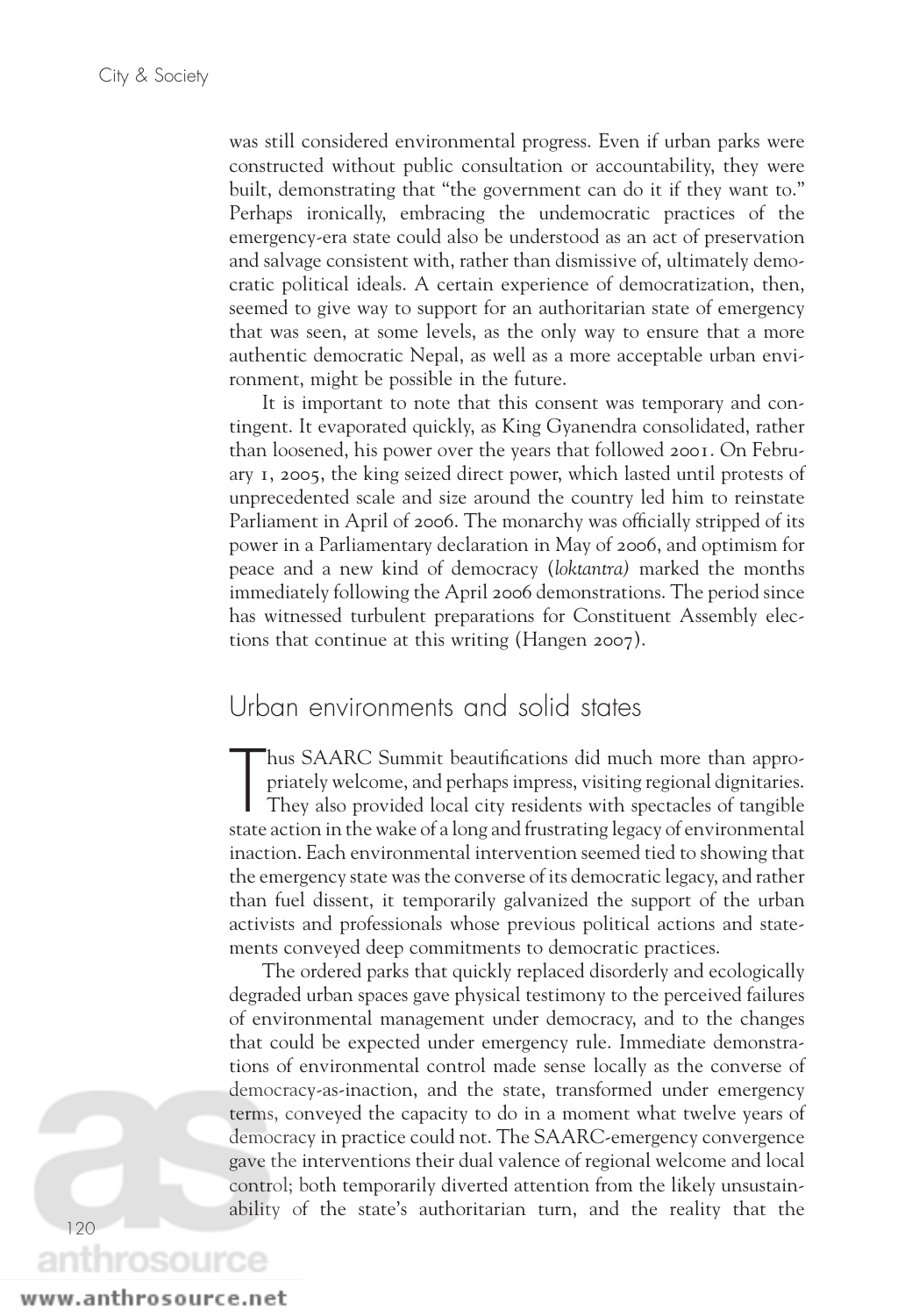was still considered environmental progress. Even if urban parks were constructed without public consultation or accountability, they were built, demonstrating that "the government can do it if they want to." Perhaps ironically, embracing the undemocratic practices of the emergency-era state could also be understood as an act of preservation and salvage consistent with, rather than dismissive of, ultimately democratic political ideals. A certain experience of democratization, then, seemed to give way to support for an authoritarian state of emergency that was seen, at some levels, as the only way to ensure that a more authentic democratic Nepal, as well as a more acceptable urban environment, might be possible in the future.

It is important to note that this consent was temporary and contingent. It evaporated quickly, as King Gyanendra consolidated, rather than loosened, his power over the years that followed 2001. On February 1, 2005, the king seized direct power, which lasted until protests of unprecedented scale and size around the country led him to reinstate Parliament in April of 2006. The monarchy was officially stripped of its power in a Parliamentary declaration in May of 2006, and optimism for peace and a new kind of democracy (*loktantra*) marked the months immediately following the April 2006 demonstrations. The period since has witnessed turbulent preparations for Constituent Assembly elections that continue at this writing (Hangen 2007).

## Urban environments and solid states

Thus SAARC Summit beautifications did much more than appropriately welcome, and perhaps impress, visiting regional dignitaries. They also provided local city residents with spectacles of tangible state action in the wake of a long and frustrating legacy of environmental inaction. Each environmental intervention seemed tied to showing that the emergency state was the converse of its democratic legacy, and rather than fuel dissent, it temporarily galvanized the support of the urban activists and professionals whose previous political actions and statements conveyed deep commitments to democratic practices.

The ordered parks that quickly replaced disorderly and ecologically degraded urban spaces gave physical testimony to the perceived failures of environmental management under democracy, and to the changes that could be expected under emergency rule. Immediate demonstrations of environmental control made sense locally as the converse of democracy-as-inaction, and the state, transformed under emergency terms, conveyed the capacity to do in a moment what twelve years of democracy in practice could not. The SAARC-emergency convergence gave the interventions their dual valence of regional welcome and local control; both temporarily diverted attention from the likely unsustainability of the state's authoritarian turn, and the reality that the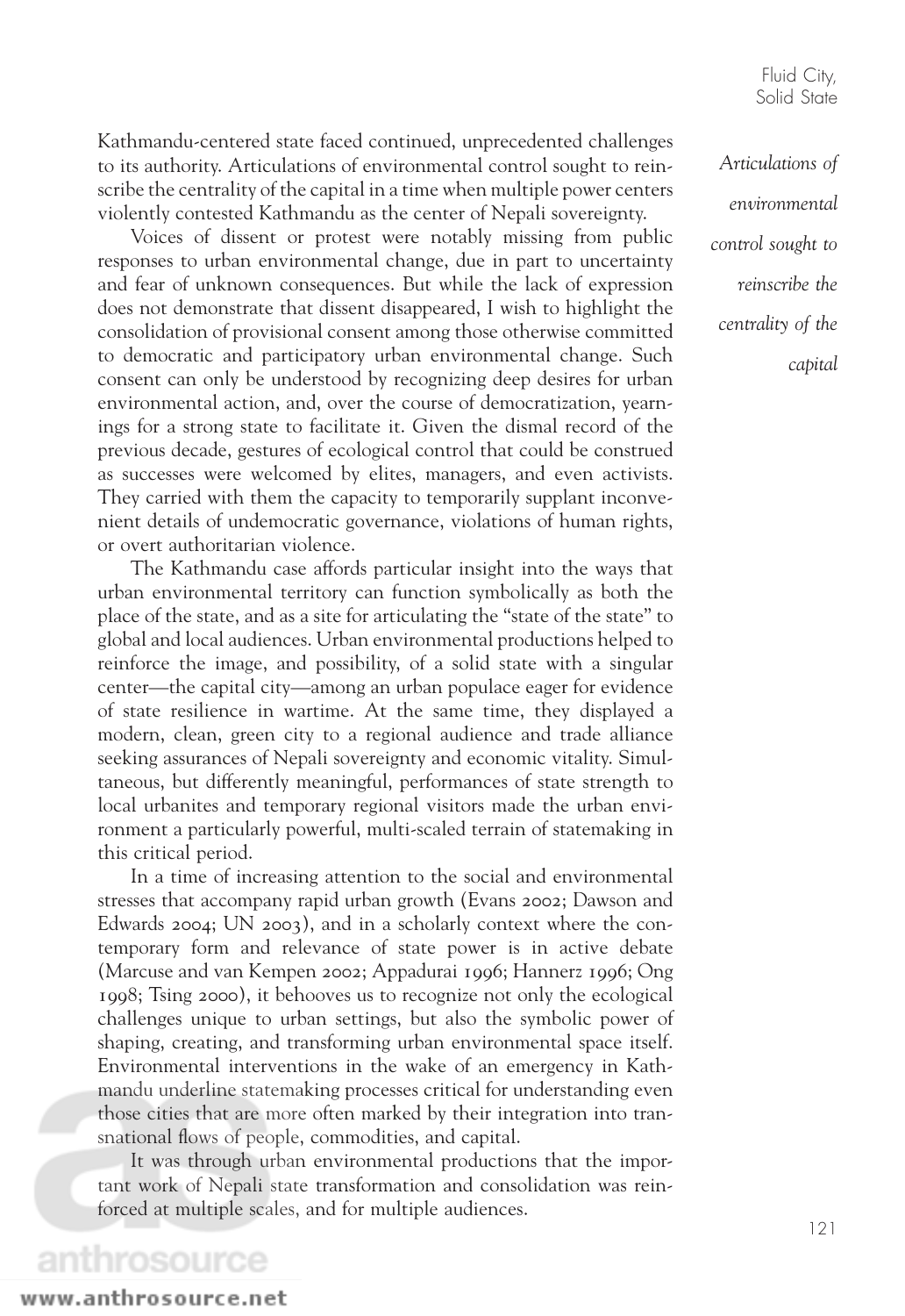Kathmandu-centered state faced continued, unprecedented challenges to its authority. Articulations of environmental control sought to reinscribe the centrality of the capital in a time when multiple power centers violently contested Kathmandu as the center of Nepali sovereignty.

*Articulations of environmental control sought to reinscribe the centrality of the capital*

Voices of dissent or protest were notably missing from public responses to urban environmental change, due in part to uncertainty and fear of unknown consequences. But while the lack of expression does not demonstrate that dissent disappeared, I wish to highlight the consolidation of provisional consent among those otherwise committed to democratic and participatory urban environmental change. Such consent can only be understood by recognizing deep desires for urban environmental action, and, over the course of democratization, yearnings for a strong state to facilitate it. Given the dismal record of the previous decade, gestures of ecological control that could be construed as successes were welcomed by elites, managers, and even activists. They carried with them the capacity to temporarily supplant inconvenient details of undemocratic governance, violations of human rights, or overt authoritarian violence.

The Kathmandu case affords particular insight into the ways that urban environmental territory can function symbolically as both the place of the state, and as a site for articulating the "state of the state" to global and local audiences. Urban environmental productions helped to reinforce the image, and possibility, of a solid state with a singular center—the capital city—among an urban populace eager for evidence of state resilience in wartime. At the same time, they displayed a modern, clean, green city to a regional audience and trade alliance seeking assurances of Nepali sovereignty and economic vitality. Simultaneous, but differently meaningful, performances of state strength to local urbanites and temporary regional visitors made the urban environment a particularly powerful, multi-scaled terrain of statemaking in this critical period.

In a time of increasing attention to the social and environmental stresses that accompany rapid urban growth (Evans 2002; Dawson and Edwards 2004; UN 2003), and in a scholarly context where the contemporary form and relevance of state power is in active debate (Marcuse and van Kempen 2002; Appadurai 1996; Hannerz 1996; Ong 1998; Tsing 2000), it behooves us to recognize not only the ecological challenges unique to urban settings, but also the symbolic power of shaping, creating, and transforming urban environmental space itself. Environmental interventions in the wake of an emergency in Kathmandu underline statemaking processes critical for understanding even those cities that are more often marked by their integration into transnational flows of people, commodities, and capital.

It was through urban environmental productions that the important work of Nepali state transformation and consolidation was reinforced at multiple scales, and for multiple audiences.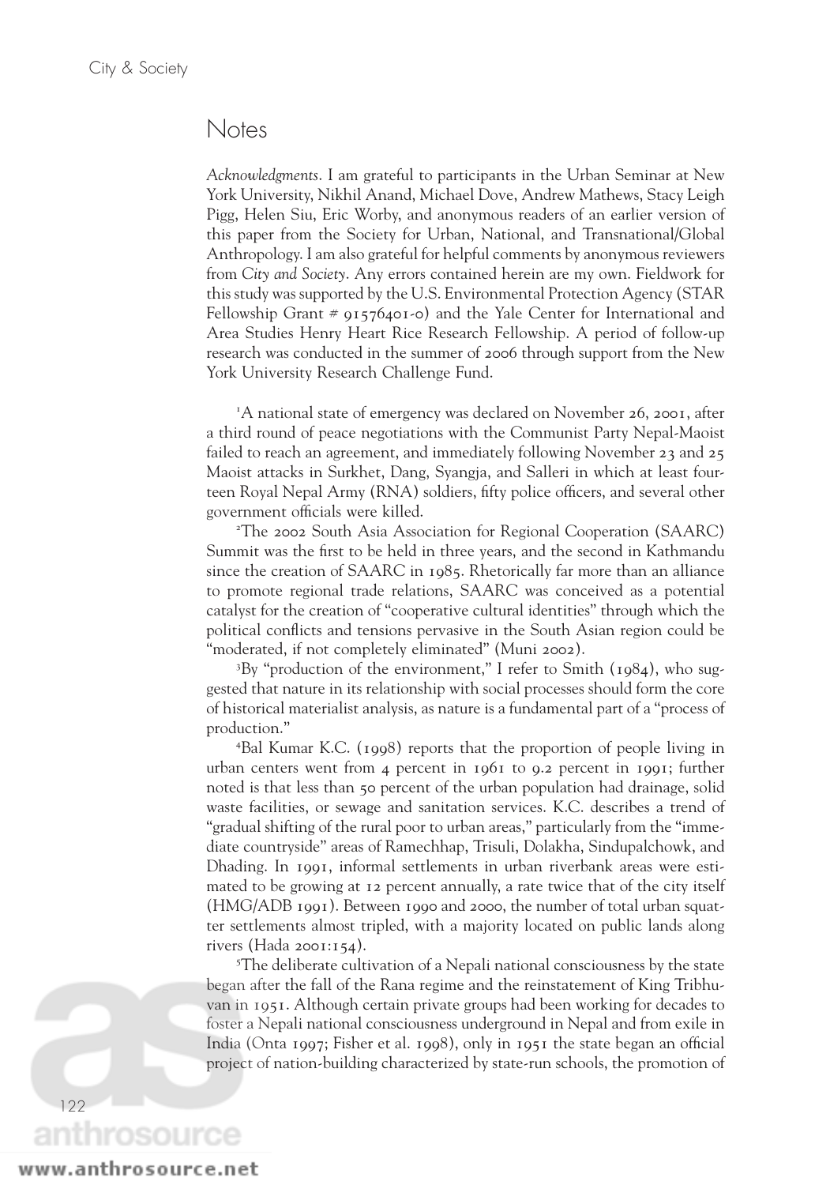## Notes

*Acknowledgments*. I am grateful to participants in the Urban Seminar at New York University, Nikhil Anand, Michael Dove, Andrew Mathews, Stacy Leigh Pigg, Helen Siu, Eric Worby, and anonymous readers of an earlier version of this paper from the Society for Urban, National, and Transnational/Global Anthropology. I am also grateful for helpful comments by anonymous reviewers from *City and Society*. Any errors contained herein are my own. Fieldwork for this study was supported by the U.S. Environmental Protection Agency (STAR Fellowship Grant # 91576401-0) and the Yale Center for International and Area Studies Henry Heart Rice Research Fellowship. A period of follow-up research was conducted in the summer of 2006 through support from the New York University Research Challenge Fund.

[1]A national state of emergency was declared on November 26, 2001, after a third round of peace negotiations with the Communist Party Nepal-Maoist failed to reach an agreement, and immediately following November 23 and 25 Maoist attacks in Surkhet, Dang, Syangja, and Salleri in which at least fourteen Royal Nepal Army (RNA) soldiers, fifty police officers, and several other government officials were killed.

[2]The 2002 South Asia Association for Regional Cooperation (SAARC) Summit was the first to be held in three years, and the second in Kathmandu since the creation of SAARC in 1985. Rhetorically far more than an alliance to promote regional trade relations, SAARC was conceived as a potential catalyst for the creation of "cooperative cultural identities" through which the political conflicts and tensions pervasive in the South Asian region could be "moderated, if not completely eliminated" (Muni 2002).

[3]By "production of the environment," I refer to Smith (1984), who suggested that nature in its relationship with social processes should form the core of historical materialist analysis, as nature is a fundamental part of a "process of production."

[4]Bal Kumar K.C. (1998) reports that the proportion of people living in urban centers went from 4 percent in 1961 to 9.2 percent in 1991; further noted is that less than 50 percent of the urban population had drainage, solid waste facilities, or sewage and sanitation services. K.C. describes a trend of "gradual shifting of the rural poor to urban areas," particularly from the "immediate countryside" areas of Ramechhap, Trisuli, Dolakha, Sindupalchowk, and Dhading. In 1991, informal settlements in urban riverbank areas were estimated to be growing at 12 percent annually, a rate twice that of the city itself (HMG/ADB 1991). Between 1990 and 2000, the number of total urban squatter settlements almost tripled, with a majority located on public lands along rivers (Hada 2001:154).

[5]The deliberate cultivation of a Nepali national consciousness by the state began after the fall of the Rana regime and the reinstatement of King Tribhuvan in 1951. Although certain private groups had been working for decades to foster a Nepali national consciousness underground in Nepal and from exile in India (Onta 1997; Fisher et al. 1998), only in 1951 the state began an official project of nation-building characterized by state-run schools, the promotion of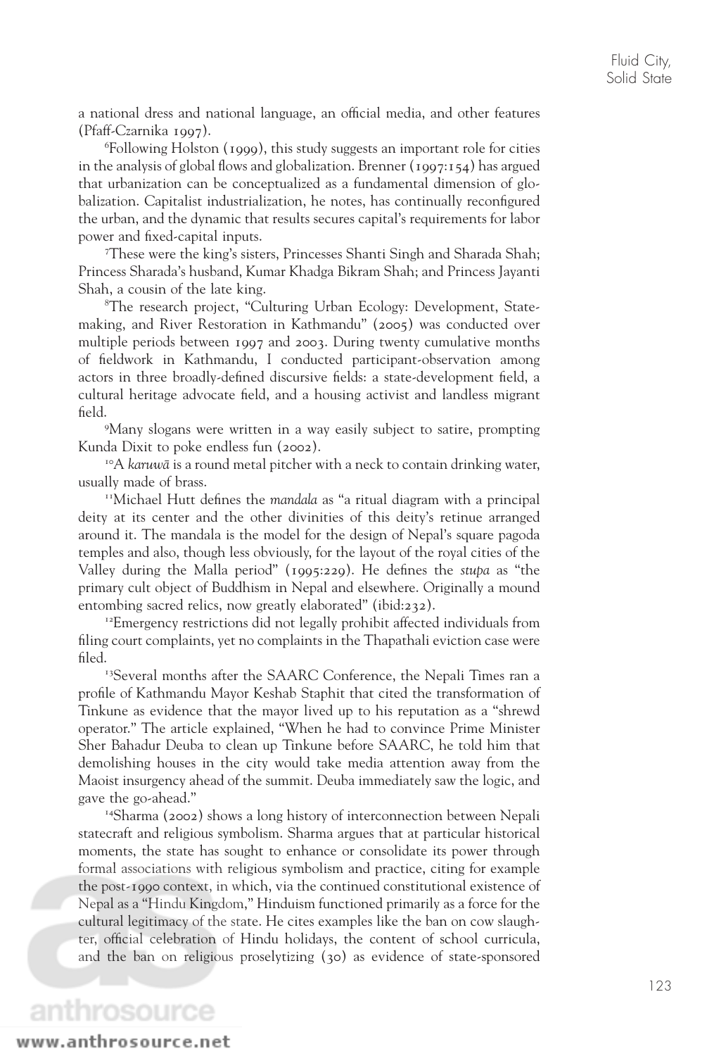a national dress and national language, an official media, and other features (Pfaff-Czarnika 1997).

[6]Following Holston (1999), this study suggests an important role for cities in the analysis of global flows and globalization. Brenner (1997:154) has argued that urbanization can be conceptualized as a fundamental dimension of globalization. Capitalist industrialization, he notes, has continually reconfigured the urban, and the dynamic that results secures capital's requirements for labor power and fixed-capital inputs.

[7]These were the king's sisters, Princesses Shanti Singh and Sharada Shah; Princess Sharada's husband, Kumar Khadga Bikram Shah; and Princess Jayanti Shah, a cousin of the late king.

[8]The research project, "Culturing Urban Ecology: Development, Statemaking, and River Restoration in Kathmandu" (2005) was conducted over multiple periods between 1997 and 2003. During twenty cumulative months of fieldwork in Kathmandu, I conducted participant-observation among actors in three broadly-defined discursive fields: a state-development field, a cultural heritage advocate field, and a housing activist and landless migrant field.

[9]Many slogans were written in a way easily subject to satire, prompting Kunda Dixit to poke endless fun (2002).

[10]A *karuwā* is a round metal pitcher with a neck to contain drinking water, usually made of brass.

[11]Michael Hutt defines the *mandala* as "a ritual diagram with a principal deity at its center and the other divinities of this deity's retinue arranged around it. The mandala is the model for the design of Nepal's square pagoda temples and also, though less obviously, for the layout of the royal cities of the Valley during the Malla period" (1995:229). He defines the *stupa* as "the primary cult object of Buddhism in Nepal and elsewhere. Originally a mound entombing sacred relics, now greatly elaborated" (ibid:232).

[12]Emergency restrictions did not legally prohibit affected individuals from filing court complaints, yet no complaints in the Thapathali eviction case were filed.

[13]Several months after the SAARC Conference, the Nepali Times ran a profile of Kathmandu Mayor Keshab Staphit that cited the transformation of Tinkune as evidence that the mayor lived up to his reputation as a "shrewd operator." The article explained, "When he had to convince Prime Minister Sher Bahadur Deuba to clean up Tinkune before SAARC, he told him that demolishing houses in the city would take media attention away from the Maoist insurgency ahead of the summit. Deuba immediately saw the logic, and gave the go-ahead."

[14]Sharma (2002) shows a long history of interconnection between Nepali statecraft and religious symbolism. Sharma argues that at particular historical moments, the state has sought to enhance or consolidate its power through formal associations with religious symbolism and practice, citing for example the post-1990 context, in which, via the continued constitutional existence of Nepal as a "Hindu Kingdom," Hinduism functioned primarily as a force for the cultural legitimacy of the state. He cites examples like the ban on cow slaughter, official celebration of Hindu holidays, the content of school curricula, and the ban on religious proselytizing (30) as evidence of state-sponsored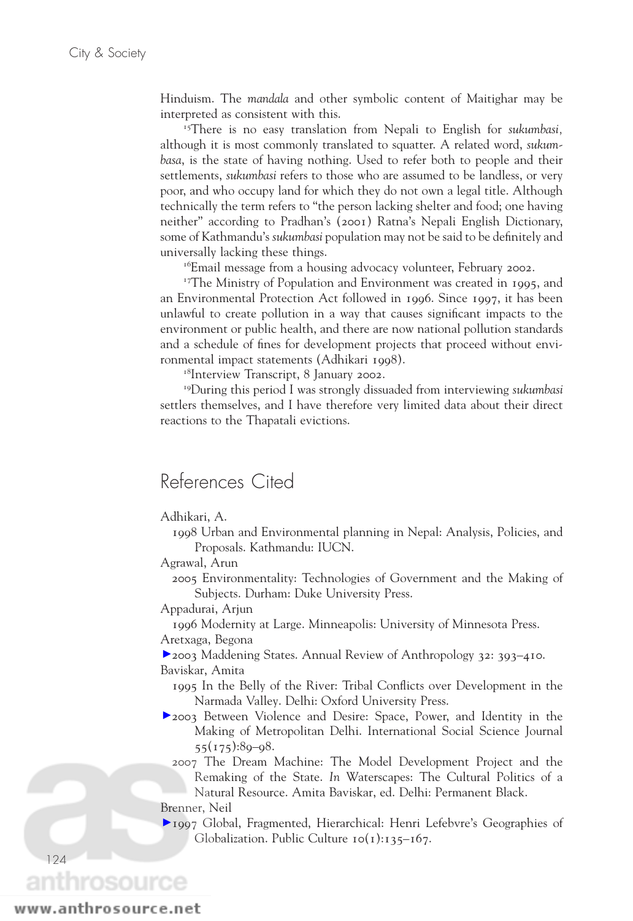Hinduism. The *mandala* and other symbolic content of Maitighar may be interpreted as consistent with this.

[15]There is no easy translation from Nepali to English for *sukumbasi*, although it is most commonly translated to squatter. A related word, *sukumbasa*, is the state of having nothing. Used to refer both to people and their settlements, *sukumbasi* refers to those who are assumed to be landless, or very poor, and who occupy land for which they do not own a legal title. Although technically the term refers to "the person lacking shelter and food; one having neither" according to Pradhan's (2001) Ratna's Nepali English Dictionary, some of Kathmandu's *sukumbasi* population may not be said to be definitely and universally lacking these things.

[16]Email message from a housing advocacy volunteer, February 2002.

[17]The Ministry of Population and Environment was created in 1995, and an Environmental Protection Act followed in 1996. Since 1997, it has been unlawful to create pollution in a way that causes significant impacts to the environment or public health, and there are now national pollution standards and a schedule of fines for development projects that proceed without environmental impact statements (Adhikari 1998).

[18]Interview Transcript, 8 January 2002.

[19]During this period I was strongly dissuaded from interviewing *sukumbasi* settlers themselves, and I have therefore very limited data about their direct reactions to the Thapatali evictions.

## References Cited

Adhikari, A.
1998 Urban and Environmental planning in Nepal: Analysis, Policies, and Proposals. Kathmandu: IUCN.

Agrawal, Arun
2005 Environmentality: Technologies of Government and the Making of Subjects. Durham: Duke University Press.

Appadurai, Arjun
1996 Modernity at Large. Minneapolis: University of Minnesota Press.

Aretxaga, Begona
2003 Maddening States. Annual Review of Anthropology 32: 393–410.

Baviskar, Amita
1995 In the Belly of the River: Tribal Conflicts over Development in the Narmada Valley. Delhi: Oxford University Press.
2003 Between Violence and Desire: Space, Power, and Identity in the Making of Metropolitan Delhi. International Social Science Journal 55(175):89–98.
2007 The Dream Machine: The Model Development Project and the Remaking of the State. *In* Waterscapes: The Cultural Politics of a Natural Resource. Amita Baviskar, ed. Delhi: Permanent Black.

Brenner, Neil
1997 Global, Fragmented, Hierarchical: Henri Lefebvre's Geographies of Globalization. Public Culture 10(1):135–167.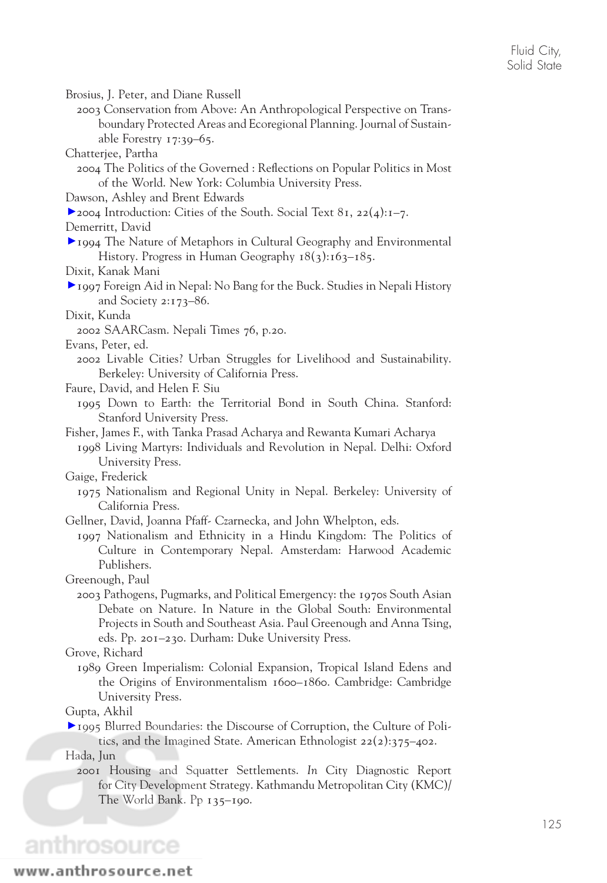Brosius, J. Peter, and Diane Russell

2003 Conservation from Above: An Anthropological Perspective on Transboundary Protected Areas and Ecoregional Planning. Journal of Sustainable Forestry 17:39–65.

Chatterjee, Partha

2004 The Politics of the Governed : Reflections on Popular Politics in Most of the World. New York: Columbia University Press.

Dawson, Ashley and Brent Edwards

2004 Introduction: Cities of the South. Social Text 81, 22(4):1–7.

Demerritt, David

1994 The Nature of Metaphors in Cultural Geography and Environmental History. Progress in Human Geography 18(3):163–185.

Dixit, Kanak Mani

1997 Foreign Aid in Nepal: No Bang for the Buck. Studies in Nepali History and Society 2:173–86.

Dixit, Kunda

2002 SAARCasm. Nepali Times 76, p.20.

Evans, Peter, ed.

2002 Livable Cities? Urban Struggles for Livelihood and Sustainability. Berkeley: University of California Press.

Faure, David, and Helen F. Siu

1995 Down to Earth: the Territorial Bond in South China. Stanford: Stanford University Press.

Fisher, James F., with Tanka Prasad Acharya and Rewanta Kumari Acharya

1998 Living Martyrs: Individuals and Revolution in Nepal. Delhi: Oxford University Press.

Gaige, Frederick

1975 Nationalism and Regional Unity in Nepal. Berkeley: University of California Press.

Gellner, David, Joanna Pfaff- Czarnecka, and John Whelpton, eds.

1997 Nationalism and Ethnicity in a Hindu Kingdom: The Politics of Culture in Contemporary Nepal. Amsterdam: Harwood Academic Publishers.

Greenough, Paul

2003 Pathogens, Pugmarks, and Political Emergency: the 1970s South Asian Debate on Nature. In Nature in the Global South: Environmental Projects in South and Southeast Asia. Paul Greenough and Anna Tsing, eds. Pp. 201–230. Durham: Duke University Press.

Grove, Richard

1989 Green Imperialism: Colonial Expansion, Tropical Island Edens and the Origins of Environmentalism 1600–1860. Cambridge: Cambridge University Press.

Gupta, Akhil

1995 Blurred Boundaries: the Discourse of Corruption, the Culture of Politics, and the Imagined State. American Ethnologist 22(2):375–402.

Hada, Jun

2001 Housing and Squatter Settlements. *In* City Diagnostic Report for City Development Strategy. Kathmandu Metropolitan City (KMC)/ The World Bank. Pp 135–190.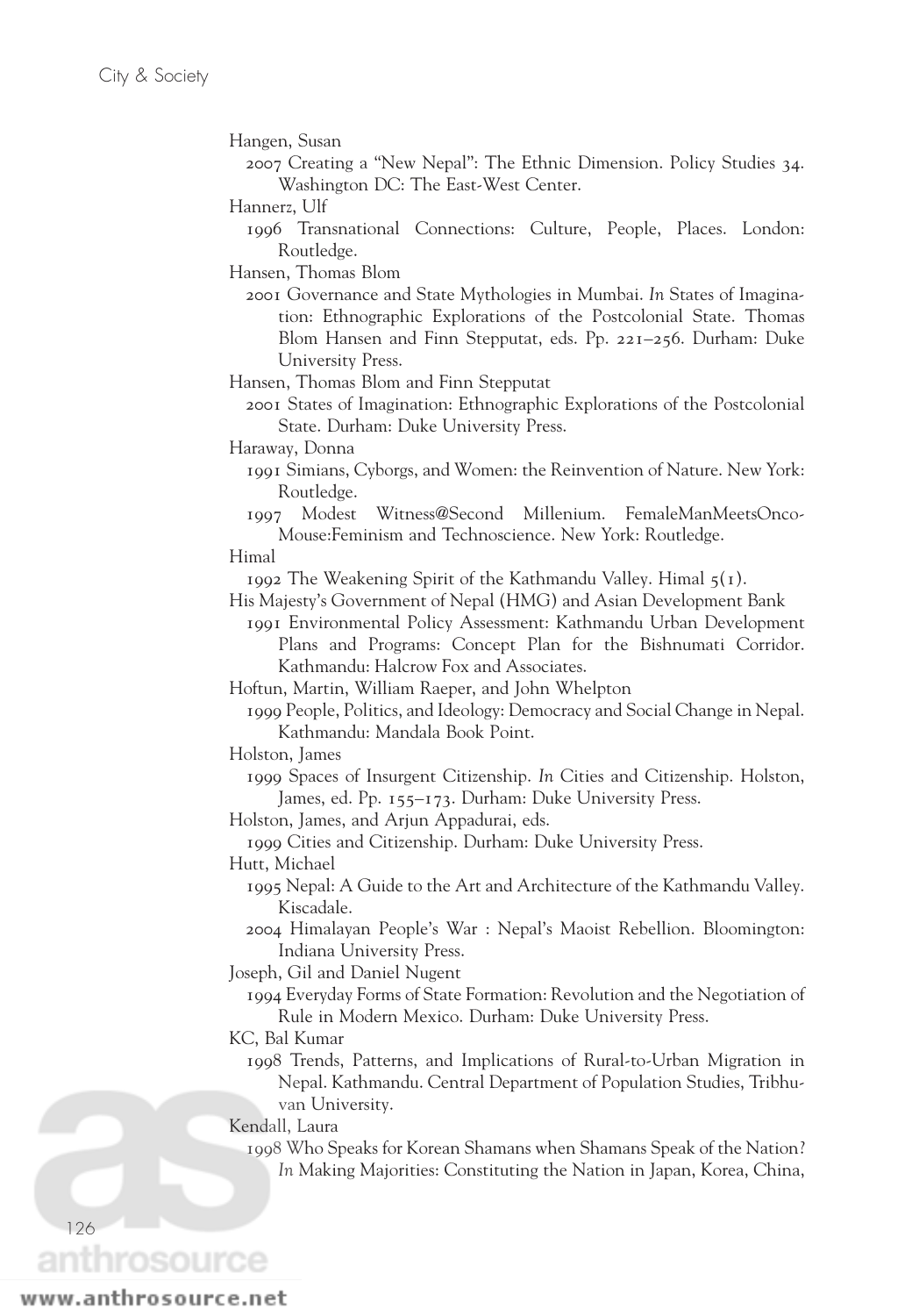Hangen, Susan

2007 Creating a "New Nepal": The Ethnic Dimension. Policy Studies 34. Washington DC: The East-West Center.

Hannerz, Ulf

1996 Transnational Connections: Culture, People, Places. London: Routledge.

Hansen, Thomas Blom

2001 Governance and State Mythologies in Mumbai. *In* States of Imagination: Ethnographic Explorations of the Postcolonial State. Thomas Blom Hansen and Finn Stepputat, eds. Pp. 221–256. Durham: Duke University Press.

Hansen, Thomas Blom and Finn Stepputat

2001 States of Imagination: Ethnographic Explorations of the Postcolonial State. Durham: Duke University Press.

Haraway, Donna

1991 Simians, Cyborgs, and Women: the Reinvention of Nature. New York: Routledge.

1997 Modest Witness@Second Millenium. FemaleManMeetsOncoMouse:Feminism and Technoscience. New York: Routledge.

Himal

1992 The Weakening Spirit of the Kathmandu Valley. Himal 5(1).

His Majesty's Government of Nepal (HMG) and Asian Development Bank

1991 Environmental Policy Assessment: Kathmandu Urban Development Plans and Programs: Concept Plan for the Bishnumati Corridor. Kathmandu: Halcrow Fox and Associates.

Hoftun, Martin, William Raeper, and John Whelpton

1999 People, Politics, and Ideology: Democracy and Social Change in Nepal. Kathmandu: Mandala Book Point.

Holston, James

1999 Spaces of Insurgent Citizenship. *In* Cities and Citizenship. Holston, James, ed. Pp. 155–173. Durham: Duke University Press.

Holston, James, and Arjun Appadurai, eds.

1999 Cities and Citizenship. Durham: Duke University Press.

Hutt, Michael

1995 Nepal: A Guide to the Art and Architecture of the Kathmandu Valley. Kiscadale.

2004 Himalayan People's War : Nepal's Maoist Rebellion. Bloomington: Indiana University Press.

Joseph, Gil and Daniel Nugent

1994 Everyday Forms of State Formation: Revolution and the Negotiation of Rule in Modern Mexico. Durham: Duke University Press.

KC, Bal Kumar

1998 Trends, Patterns, and Implications of Rural-to-Urban Migration in Nepal. Kathmandu. Central Department of Population Studies, Tribhuvan University.

Kendall, Laura

1998 Who Speaks for Korean Shamans when Shamans Speak of the Nation? *In* Making Majorities: Constituting the Nation in Japan, Korea, China,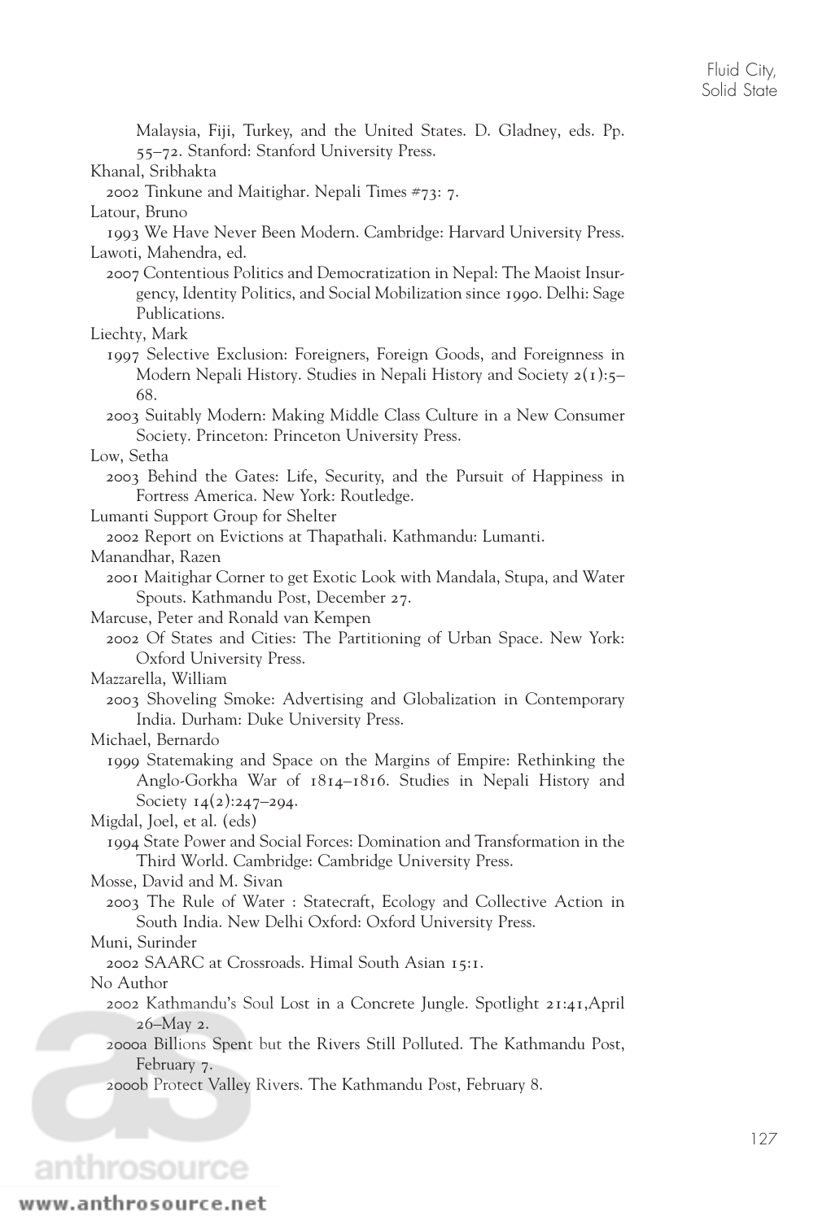Malaysia, Fiji, Turkey, and the United States. D. Gladney, eds. Pp. 55–72. Stanford: Stanford University Press.

Khanal, Sribhakta

2002 Tinkune and Maitighar. Nepali Times #73: 7.

Latour, Bruno

1993 We Have Never Been Modern. Cambridge: Harvard University Press.

Lawoti, Mahendra, ed.

2007 Contentious Politics and Democratization in Nepal: The Maoist Insurgency, Identity Politics, and Social Mobilization since 1990. Delhi: Sage Publications.

Liechty, Mark

1997 Selective Exclusion: Foreigners, Foreign Goods, and Foreignness in Modern Nepali History. Studies in Nepali History and Society 2(1):5–68.

2003 Suitably Modern: Making Middle Class Culture in a New Consumer Society. Princeton: Princeton University Press.

Low, Setha

2003 Behind the Gates: Life, Security, and the Pursuit of Happiness in Fortress America. New York: Routledge.

Lumanti Support Group for Shelter

2002 Report on Evictions at Thapathali. Kathmandu: Lumanti.

Manandhar, Razen

2001 Maitighar Corner to get Exotic Look with Mandala, Stupa, and Water Spouts. Kathmandu Post, December 27.

Marcuse, Peter and Ronald van Kempen

2002 Of States and Cities: The Partitioning of Urban Space. New York: Oxford University Press.

Mazzarella, William

2003 Shoveling Smoke: Advertising and Globalization in Contemporary India. Durham: Duke University Press.

Michael, Bernardo

1999 Statemaking and Space on the Margins of Empire: Rethinking the Anglo-Gorkha War of 1814–1816. Studies in Nepali History and Society 14(2):247–294.

Migdal, Joel, et al. (eds)

1994 State Power and Social Forces: Domination and Transformation in the Third World. Cambridge: Cambridge University Press.

Mosse, David and M. Sivan

2003 The Rule of Water : Statecraft, Ecology and Collective Action in South India. New Delhi Oxford: Oxford University Press.

Muni, Surinder

2002 SAARC at Crossroads. Himal South Asian 15:1.

No Author

2002 Kathmandu's Soul Lost in a Concrete Jungle. Spotlight 21:41,April 26–May 2.

2000a Billions Spent but the Rivers Still Polluted. The Kathmandu Post, February 7.

2000b Protect Valley Rivers. The Kathmandu Post, February 8.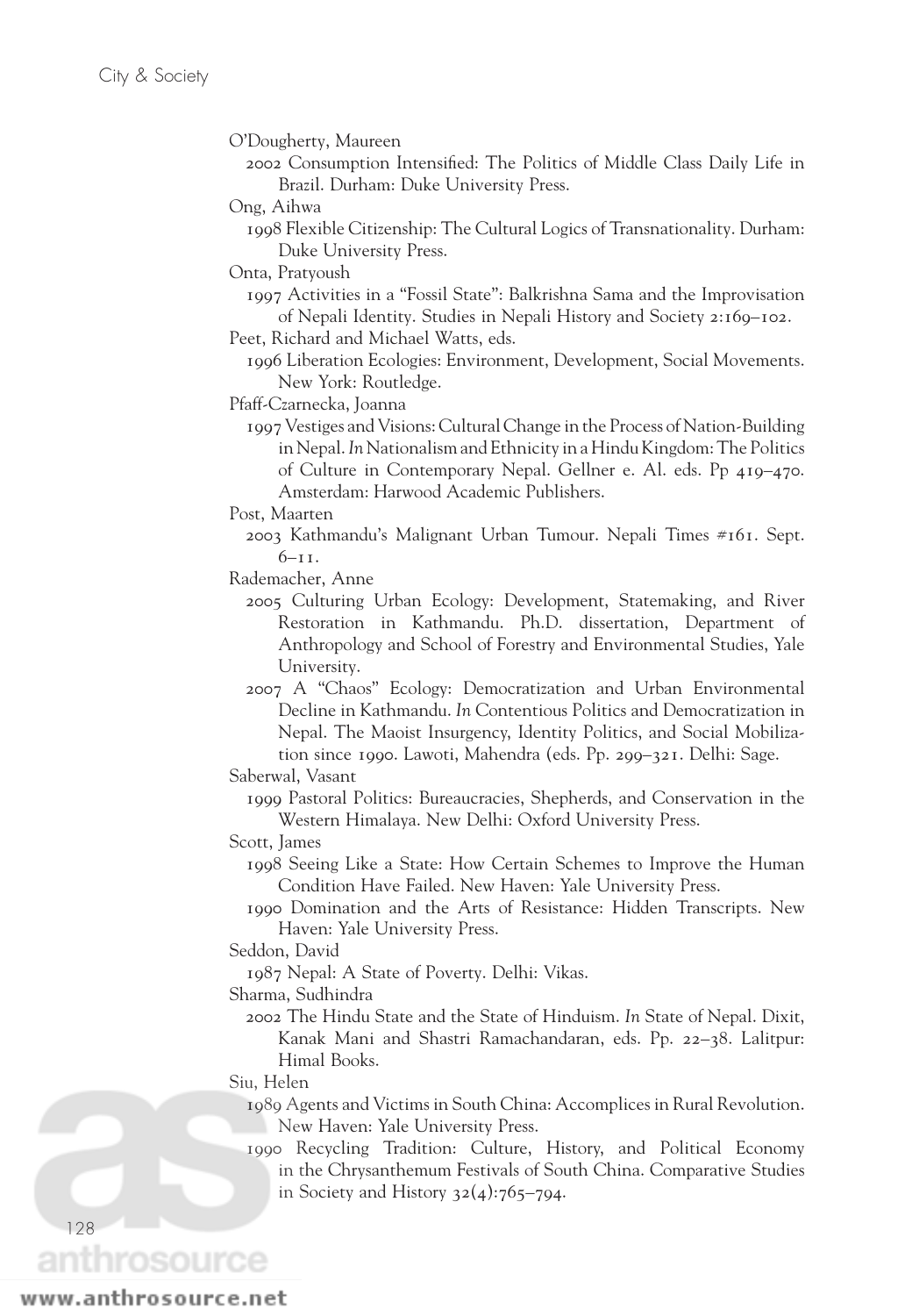O'Dougherty, Maureen

2002 Consumption Intensified: The Politics of Middle Class Daily Life in Brazil. Durham: Duke University Press.

Ong, Aihwa

1998 Flexible Citizenship: The Cultural Logics of Transnationality. Durham: Duke University Press.

Onta, Pratyoush

1997 Activities in a "Fossil State": Balkrishna Sama and the Improvisation of Nepali Identity. Studies in Nepali History and Society 2:169–102.

Peet, Richard and Michael Watts, eds.

1996 Liberation Ecologies: Environment, Development, Social Movements. New York: Routledge.

Pfaff-Czarnecka, Joanna

1997 Vestiges and Visions: Cultural Change in the Process of Nation-Building in Nepal. *In* Nationalism and Ethnicity in a Hindu Kingdom: The Politics of Culture in Contemporary Nepal. Gellner e. Al. eds. Pp 419–470. Amsterdam: Harwood Academic Publishers.

Post, Maarten

2003 Kathmandu's Malignant Urban Tumour. Nepali Times #161. Sept. 6–11.

Rademacher, Anne

2005 Culturing Urban Ecology: Development, Statemaking, and River Restoration in Kathmandu. Ph.D. dissertation, Department of Anthropology and School of Forestry and Environmental Studies, Yale University.

2007 A "Chaos" Ecology: Democratization and Urban Environmental Decline in Kathmandu. *In* Contentious Politics and Democratization in Nepal. The Maoist Insurgency, Identity Politics, and Social Mobilization since 1990. Lawoti, Mahendra (eds. Pp. 299–321. Delhi: Sage.

Saberwal, Vasant

1999 Pastoral Politics: Bureaucracies, Shepherds, and Conservation in the Western Himalaya. New Delhi: Oxford University Press.

Scott, James

1998 Seeing Like a State: How Certain Schemes to Improve the Human Condition Have Failed. New Haven: Yale University Press.

1990 Domination and the Arts of Resistance: Hidden Transcripts. New Haven: Yale University Press.

Seddon, David

1987 Nepal: A State of Poverty. Delhi: Vikas.

Sharma, Sudhindra

2002 The Hindu State and the State of Hinduism. *In* State of Nepal. Dixit, Kanak Mani and Shastri Ramachandaran, eds. Pp. 22–38. Lalitpur: Himal Books.

Siu, Helen

1989 Agents and Victims in South China: Accomplices in Rural Revolution. New Haven: Yale University Press.

1990 Recycling Tradition: Culture, History, and Political Economy in the Chrysanthemum Festivals of South China. Comparative Studies in Society and History 32(4):765–794.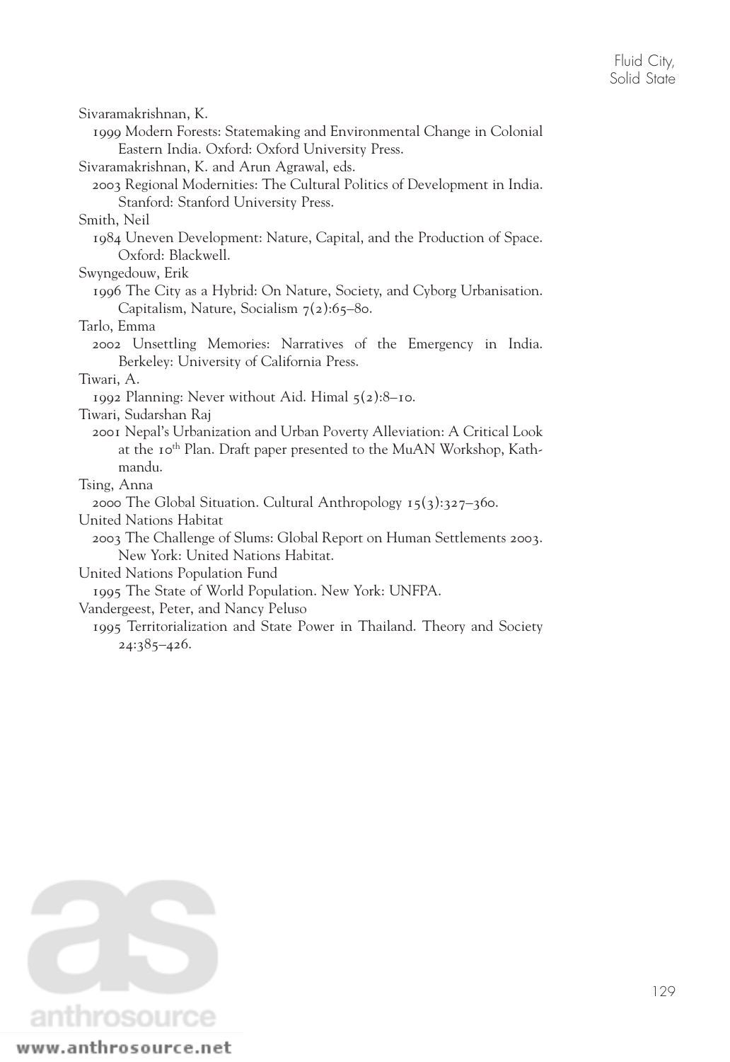Sivaramakrishnan, K.

1999 Modern Forests: Statemaking and Environmental Change in Colonial Eastern India. Oxford: Oxford University Press.

Sivaramakrishnan, K. and Arun Agrawal, eds.

2003 Regional Modernities: The Cultural Politics of Development in India. Stanford: Stanford University Press.

Smith, Neil

1984 Uneven Development: Nature, Capital, and the Production of Space. Oxford: Blackwell.

Swyngedouw, Erik

1996 The City as a Hybrid: On Nature, Society, and Cyborg Urbanisation. Capitalism, Nature, Socialism 7(2):65–80.

Tarlo, Emma

2002 Unsettling Memories: Narratives of the Emergency in India. Berkeley: University of California Press.

Tiwari, A.

1992 Planning: Never without Aid. Himal 5(2):8–10.

Tiwari, Sudarshan Raj

2001 Nepal's Urbanization and Urban Poverty Alleviation: A Critical Look at the 10th Plan. Draft paper presented to the MuAN Workshop, Kathmandu.

Tsing, Anna

2000 The Global Situation. Cultural Anthropology 15(3):327–360.

United Nations Habitat

2003 The Challenge of Slums: Global Report on Human Settlements 2003. New York: United Nations Habitat.

United Nations Population Fund

1995 The State of World Population. New York: UNFPA.

Vandergeest, Peter, and Nancy Peluso

1995 Territorialization and State Power in Thailand. Theory and Society 24:385–426.